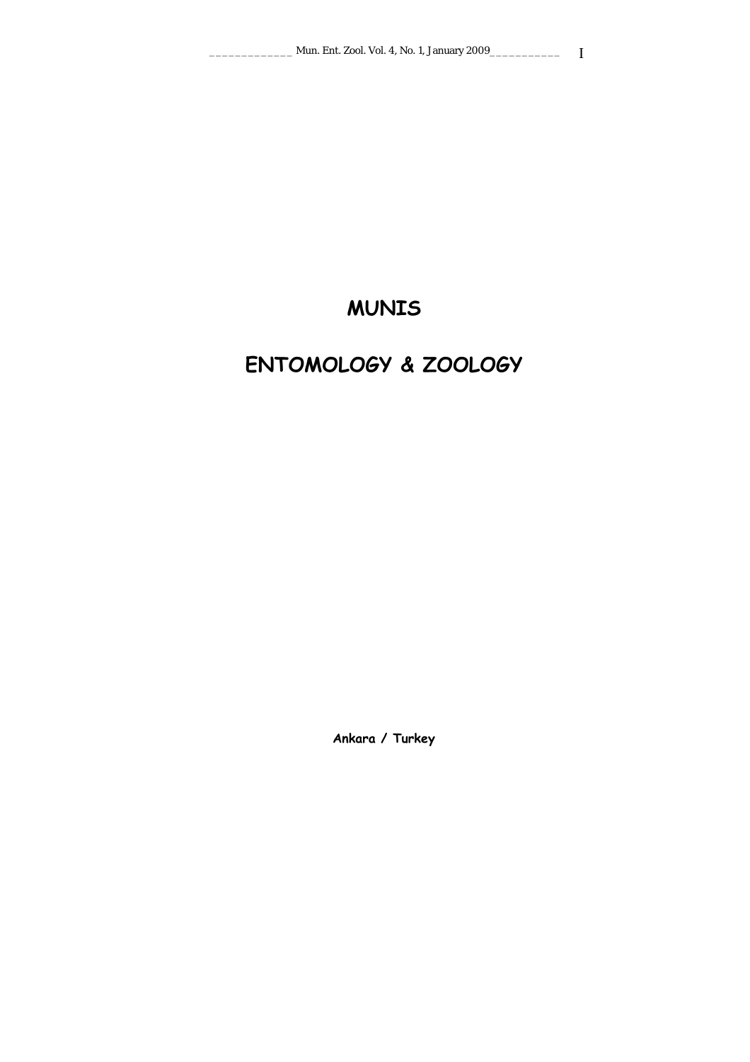# MUNIS

# ENTOMOLOGY & ZOOLOGY

**Ankara / Turkey**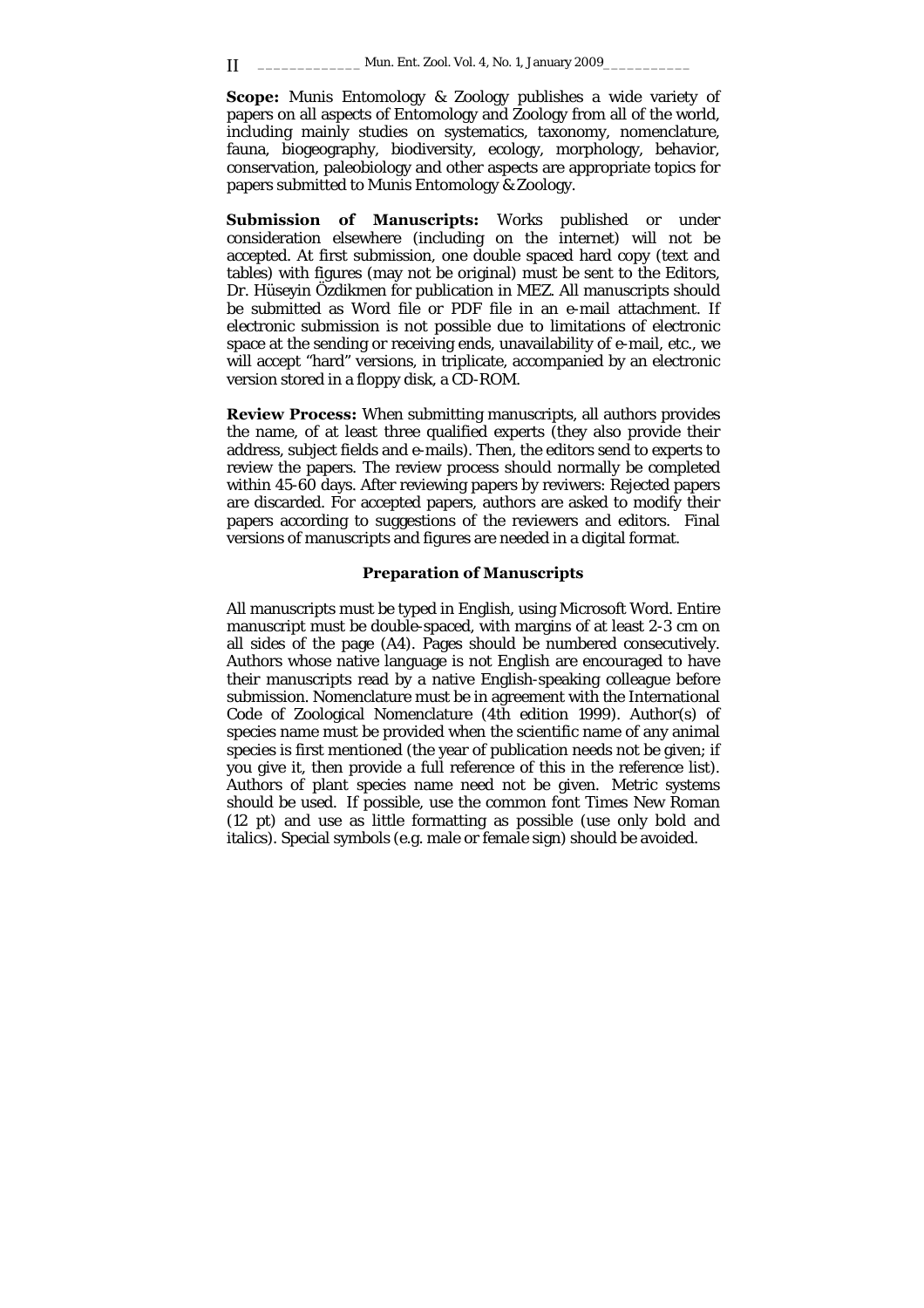**Scope:** Munis Entomology & Zoology publishes a wide variety of papers on all aspects of Entomology and Zoology from all of the world, including mainly studies on systematics, taxonomy, nomenclature, fauna, biogeography, biodiversity, ecology, morphology, behavior, conservation, paleobiology and other aspects are appropriate topics for papers submitted to Munis Entomology & Zoology.

**Submission of Manuscripts:** Works published or under consideration elsewhere (including on the internet) will not be accepted. At first submission, one double spaced hard copy (text and tables) with figures (may not be original) must be sent to the Editors, Dr. Hüseyin Özdikmen for publication in MEZ. All manuscripts should be submitted as Word file or PDF file in an e-mail attachment. If electronic submission is not possible due to limitations of electronic space at the sending or receiving ends, unavailability of e-mail, etc., we will accept "hard" versions, in triplicate, accompanied by an electronic version stored in a floppy disk, a CD-ROM.

**Review Process:** When submitting manuscripts, all authors provides the name, of at least three qualified experts (they also provide their address, subject fields and e-mails). Then, the editors send to experts to review the papers. The review process should normally be completed within 45-60 days. After reviewing papers by reviwers: Rejected papers are discarded. For accepted papers, authors are asked to modify their papers according to suggestions of the reviewers and editors. Final versions of manuscripts and figures are needed in a digital format.

## Preparation of Manuscripts

All manuscripts must be typed in English, using Microsoft Word. Entire manuscript must be double-spaced, with margins of at least 2-3 cm on all sides of the page (A4). Pages should be numbered consecutively. Authors whose native language is not English are encouraged to have their manuscripts read by a native English-speaking colleague before submission. Nomenclature must be in agreement with the International Code of Zoological Nomenclature (4th edition 1999). Author(s) of species name must be provided when the scientific name of any animal species is first mentioned (the year of publication needs not be given; if you give it, then provide a full reference of this in the reference list). Authors of plant species name need not be given. Metric systems should be used. If possible, use the common font Times New Roman (12 pt) and use as little formatting as possible (use only bold and italics). Special symbols (e.g. male or female sign) should be avoided.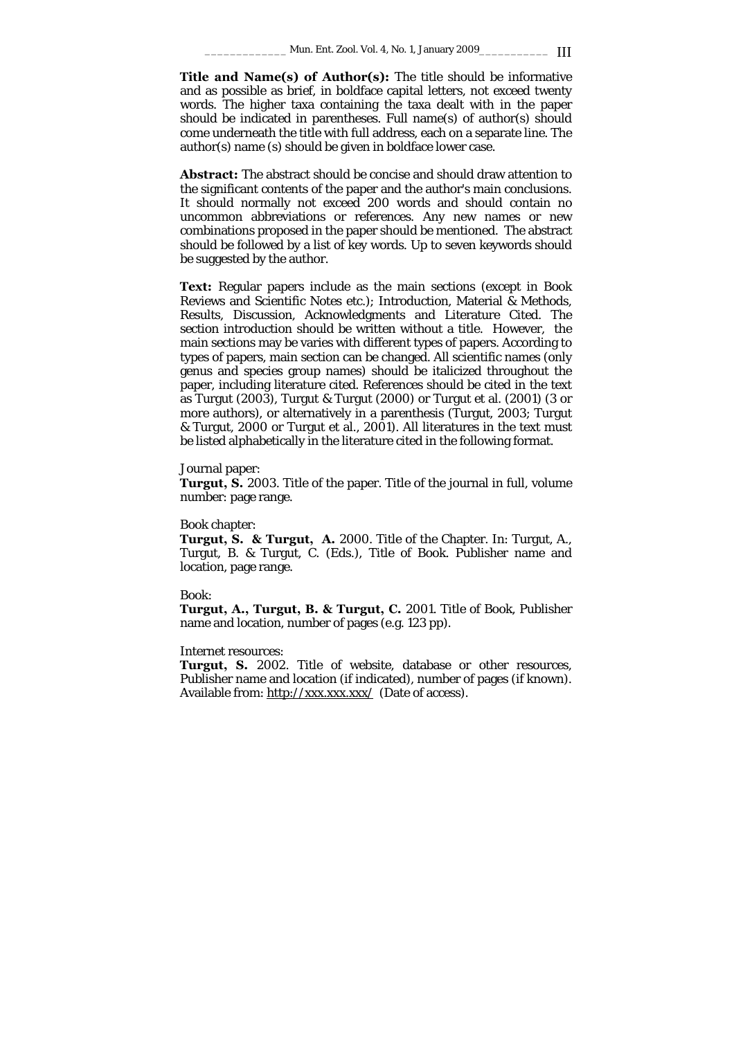**Title and Name(s) of Author(s):** The title should be informative and as possible as brief, in boldface capital letters, not exceed twenty words. The higher taxa containing the taxa dealt with in the paper should be indicated in parentheses. Full name(s) of author(s) should come underneath the title with full address, each on a separate line. The author(s) name (s) should be given in boldface lower case.

**Abstract:** The abstract should be concise and should draw attention to the significant contents of the paper and the author's main conclusions. It should normally not exceed 200 words and should contain no uncommon abbreviations or references. Any new names or new combinations proposed in the paper should be mentioned. The abstract should be followed by a list of key words. Up to seven keywords should be suggested by the author.

**Text:** Regular papers include as the main sections (except in Book Reviews and Scientific Notes etc.); Introduction, Material & Methods, Results, Discussion, Acknowledgments and Literature Cited. The section introduction should be written without a title. However, the main sections may be varies with different types of papers. According to types of papers, main section can be changed. All scientific names (only genus and species group names) should be italicized throughout the paper, including literature cited. References should be cited in the text as Turgut (2003), Turgut & Turgut (2000) or Turgut et al. (2001) (3 or more authors), or alternatively in a parenthesis (Turgut, 2003; Turgut & Turgut, 2000 or Turgut et al., 2001). All literatures in the text must be listed alphabetically in the literature cited in the following format.

Journal paper:
**Turgut, S.** 2003. Title of the paper. Title of the journal in full, volume number: page range.

Book chapter:
**Turgut, S. & Turgut, A.** 2000. Title of the Chapter. In: Turgut, A., Turgut, B. & Turgut, C. (Eds.), Title of Book. Publisher name and location, page range.

Book:
**Turgut, A., Turgut, B. & Turgut, C.** 2001. Title of Book, Publisher name and location, number of pages (e.g. 123 pp).

Internet resources:
**Turgut, S.** 2002. Title of website, database or other resources, Publisher name and location (if indicated), number of pages (if known). Available from: http://xxx.xxx.xxx/ (Date of access).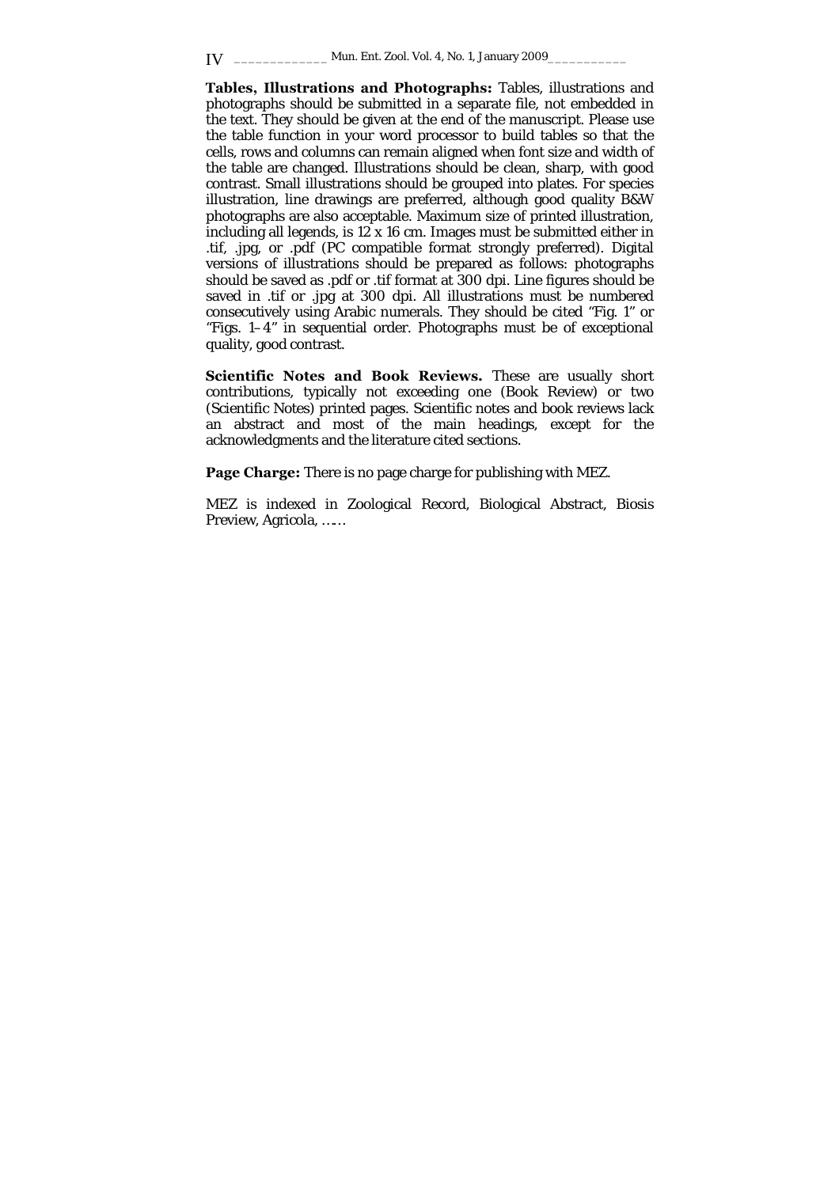**Tables, Illustrations and Photographs:** Tables, illustrations and photographs should be submitted in a separate file, not embedded in the text. They should be given at the end of the manuscript. Please use the table function in your word processor to build tables so that the cells, rows and columns can remain aligned when font size and width of the table are changed. Illustrations should be clean, sharp, with good contrast. Small illustrations should be grouped into plates. For species illustration, line drawings are preferred, although good quality B&W photographs are also acceptable. Maximum size of printed illustration, including all legends, is 12 x 16 cm. Images must be submitted either in .tif, .jpg, or .pdf (PC compatible format strongly preferred). Digital versions of illustrations should be prepared as follows: photographs should be saved as .pdf or .tif format at 300 dpi. Line figures should be saved in .tif or .jpg at 300 dpi. All illustrations must be numbered consecutively using Arabic numerals. They should be cited "Fig. 1" or "Figs. 1–4" in sequential order. Photographs must be of exceptional quality, good contrast.

**Scientific Notes and Book Reviews.** These are usually short contributions, typically not exceeding one (Book Review) or two (Scientific Notes) printed pages. Scientific notes and book reviews lack an abstract and most of the main headings, except for the acknowledgments and the literature cited sections.

**Page Charge:** There is no page charge for publishing with MEZ.

MEZ is indexed in Zoological Record, Biological Abstract, Biosis Preview, Agricola, ……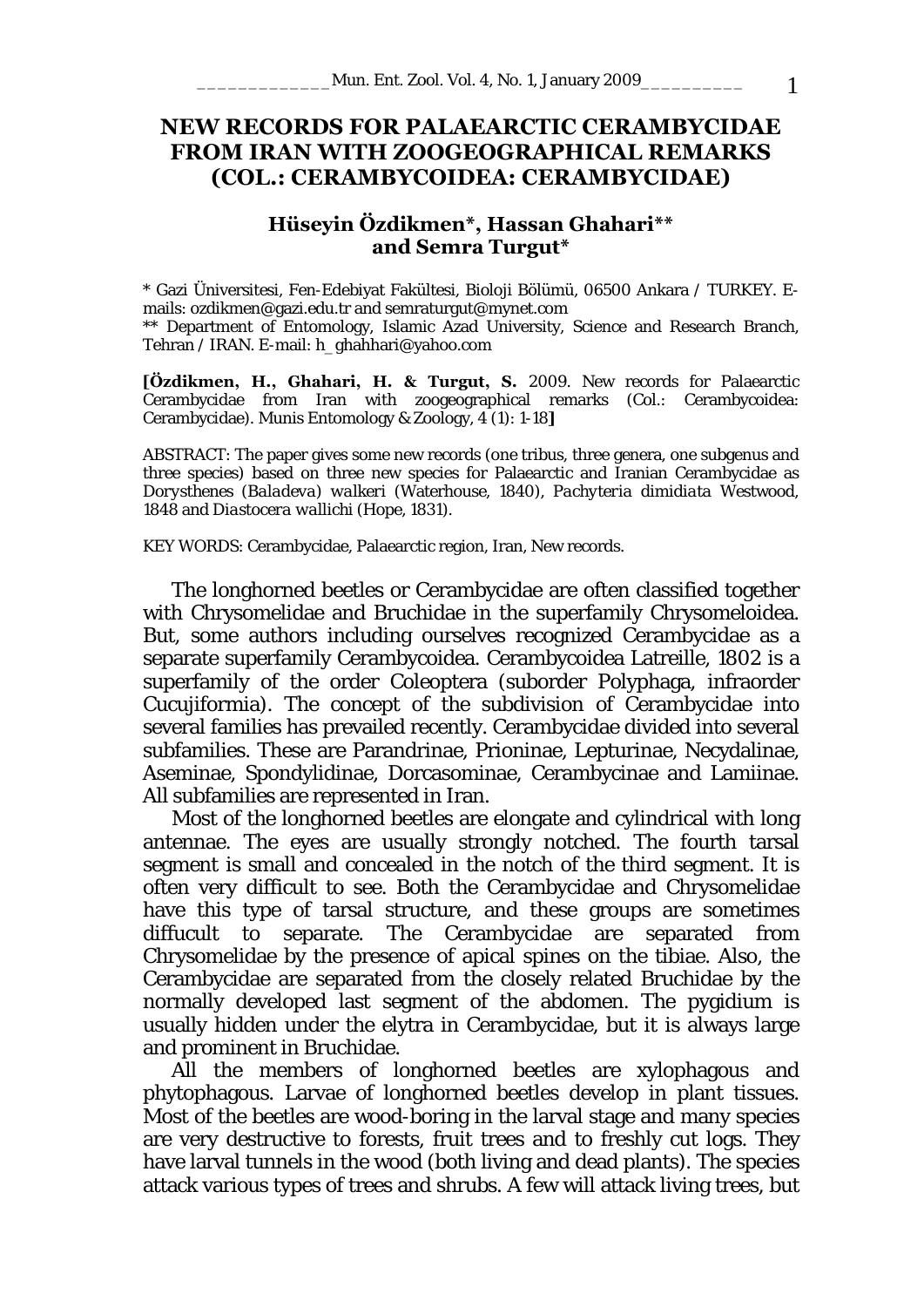# NEW RECORDS FOR PALAEARCTIC CERAMBYCIDAE FROM IRAN WITH ZOOGEOGRAPHICAL REMARKS (COL.: CERAMBYCOIDEA: CERAMBYCIDAE)

## Hüseyin Özdikmen*, Hassan Ghahari** and Semra Turgut*

\* Gazi Üniversitesi, Fen-Edebiyat Fakültesi, Bioloji Bölümü, 06500 Ankara / TURKEY. E-mails: ozdikmen@gazi.edu.tr and semraturgut@mynet.com

\*\* Department of Entomology, Islamic Azad University, Science and Research Branch, Tehran / IRAN. E-mail: h_ghahhari@yahoo.com

**[Özdikmen, H., Ghahari, H. & Turgut, S.** 2009. New records for Palaearctic Cerambycidae from Iran with zoogeographical remarks (Col.: Cerambycoidea: Cerambycidae). Munis Entomology & Zoology, 4 (1): 1-18**]**

ABSTRACT: The paper gives some new records (one tribus, three genera, one subgenus and three species) based on three new species for Palaearctic and Iranian Cerambycidae as *Dorysthenes (Baladeva) walkeri* (Waterhouse, 1840), *Pachyteria dimidiata* Westwood, 1848 and *Diastocera wallichi* (Hope, 1831).

KEY WORDS: Cerambycidae, Palaearctic region, Iran, New records.

The longhorned beetles or Cerambycidae are often classified together with Chrysomelidae and Bruchidae in the superfamily Chrysomeloidea. But, some authors including ourselves recognized Cerambycidae as a separate superfamily Cerambycoidea. Cerambycoidea Latreille, 1802 is a superfamily of the order Coleoptera (suborder Polyphaga, infraorder Cucujiformia). The concept of the subdivision of Cerambycidae into several families has prevailed recently. Cerambycidae divided into several subfamilies. These are Parandrinae, Prioninae, Lepturinae, Necydalinae, Aseminae, Spondylidinae, Dorcasominae, Cerambycinae and Lamiinae. All subfamilies are represented in Iran.

Most of the longhorned beetles are elongate and cylindrical with long antennae. The eyes are usually strongly notched. The fourth tarsal segment is small and concealed in the notch of the third segment. It is often very difficult to see. Both the Cerambycidae and Chrysomelidae have this type of tarsal structure, and these groups are sometimes diffucult to separate. The Cerambycidae are separated from Chrysomelidae by the presence of apical spines on the tibiae. Also, the Cerambycidae are separated from the closely related Bruchidae by the normally developed last segment of the abdomen. The pygidium is usually hidden under the elytra in Cerambycidae, but it is always large and prominent in Bruchidae.

All the members of longhorned beetles are xylophagous and phytophagous. Larvae of longhorned beetles develop in plant tissues. Most of the beetles are wood-boring in the larval stage and many species are very destructive to forests, fruit trees and to freshly cut logs. They have larval tunnels in the wood (both living and dead plants). The species attack various types of trees and shrubs. A few will attack living trees, but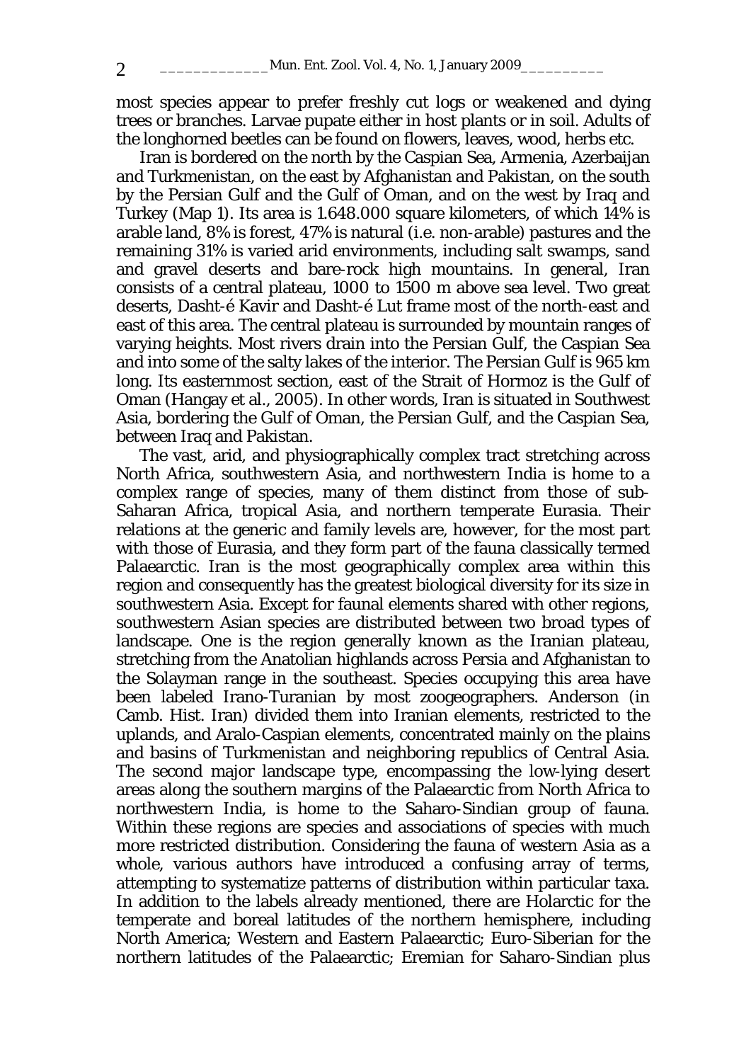most species appear to prefer freshly cut logs or weakened and dying trees or branches. Larvae pupate either in host plants or in soil. Adults of the longhorned beetles can be found on flowers, leaves, wood, herbs etc.

Iran is bordered on the north by the Caspian Sea, Armenia, Azerbaijan and Turkmenistan, on the east by Afghanistan and Pakistan, on the south by the Persian Gulf and the Gulf of Oman, and on the west by Iraq and Turkey (Map 1). Its area is 1.648.000 square kilometers, of which 14% is arable land, 8% is forest, 47% is natural (i.e. non-arable) pastures and the remaining 31% is varied arid environments, including salt swamps, sand and gravel deserts and bare-rock high mountains. In general, Iran consists of a central plateau, 1000 to 1500 m above sea level. Two great deserts, Dasht-é Kavir and Dasht-é Lut frame most of the north-east and east of this area. The central plateau is surrounded by mountain ranges of varying heights. Most rivers drain into the Persian Gulf, the Caspian Sea and into some of the salty lakes of the interior. The Persian Gulf is 965 km long. Its easternmost section, east of the Strait of Hormoz is the Gulf of Oman (Hangay et al., 2005). In other words, Iran is situated in Southwest Asia, bordering the Gulf of Oman, the Persian Gulf, and the Caspian Sea, between Iraq and Pakistan.

The vast, arid, and physiographically complex tract stretching across North Africa, southwestern Asia, and northwestern India is home to a complex range of species, many of them distinct from those of sub-Saharan Africa, tropical Asia, and northern temperate Eurasia. Their relations at the generic and family levels are, however, for the most part with those of Eurasia, and they form part of the fauna classically termed Palaearctic. Iran is the most geographically complex area within this region and consequently has the greatest biological diversity for its size in southwestern Asia. Except for faunal elements shared with other regions, southwestern Asian species are distributed between two broad types of landscape. One is the region generally known as the Iranian plateau, stretching from the Anatolian highlands across Persia and Afghanistan to the Solayman range in the southeast. Species occupying this area have been labeled Irano-Turanian by most zoogeographers. Anderson (in Camb. Hist. Iran) divided them into Iranian elements, restricted to the uplands, and Aralo-Caspian elements, concentrated mainly on the plains and basins of Turkmenistan and neighboring republics of Central Asia. The second major landscape type, encompassing the low-lying desert areas along the southern margins of the Palaearctic from North Africa to northwestern India, is home to the Saharo-Sindian group of fauna. Within these regions are species and associations of species with much more restricted distribution. Considering the fauna of western Asia as a whole, various authors have introduced a confusing array of terms, attempting to systematize patterns of distribution within particular taxa. In addition to the labels already mentioned, there are Holarctic for the temperate and boreal latitudes of the northern hemisphere, including North America; Western and Eastern Palaearctic; Euro-Siberian for the northern latitudes of the Palaearctic; Eremian for Saharo-Sindian plus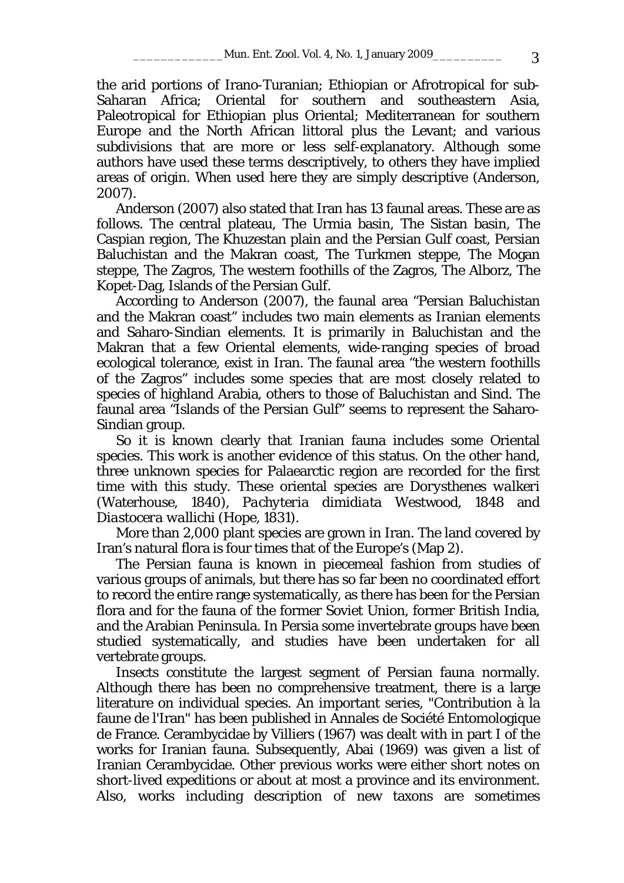the arid portions of Irano-Turanian; Ethiopian or Afrotropical for sub-Saharan Africa; Oriental for southern and southeastern Asia, Paleotropical for Ethiopian plus Oriental; Mediterranean for southern Europe and the North African littoral plus the Levant; and various subdivisions that are more or less self-explanatory. Although some authors have used these terms descriptively, to others they have implied areas of origin. When used here they are simply descriptive (Anderson, 2007).

Anderson (2007) also stated that Iran has 13 faunal areas. These are as follows. The central plateau, The Urmia basin, The Sistan basin, The Caspian region, The Khuzestan plain and the Persian Gulf coast, Persian Baluchistan and the Makran coast, The Turkmen steppe, The Mogan steppe, The Zagros, The western foothills of the Zagros, The Alborz, The Kopet-Dag, Islands of the Persian Gulf.

According to Anderson (2007), the faunal area "Persian Baluchistan and the Makran coast" includes two main elements as Iranian elements and Saharo-Sindian elements. It is primarily in Baluchistan and the Makran that a few Oriental elements, wide-ranging species of broad ecological tolerance, exist in Iran. The faunal area "the western foothills of the Zagros" includes some species that are most closely related to species of highland Arabia, others to those of Baluchistan and Sind. The faunal area "Islands of the Persian Gulf" seems to represent the Saharo-Sindian group.

So it is known clearly that Iranian fauna includes some Oriental species. This work is another evidence of this status. On the other hand, three unknown species for Palaearctic region are recorded for the first time with this study. These oriental species are *Dorysthenes walkeri* (Waterhouse, 1840), *Pachyteria dimidiata* Westwood, 1848 and *Diastocera wallichi* (Hope, 1831).

More than 2,000 plant species are grown in Iran. The land covered by Iran's natural flora is four times that of the Europe's (Map 2).

The Persian fauna is known in piecemeal fashion from studies of various groups of animals, but there has so far been no coordinated effort to record the entire range systematically, as there has been for the Persian flora and for the fauna of the former Soviet Union, former British India, and the Arabian Peninsula. In Persia some invertebrate groups have been studied systematically, and studies have been undertaken for all vertebrate groups.

Insects constitute the largest segment of Persian fauna normally. Although there has been no comprehensive treatment, there is a large literature on individual species. An important series, "Contribution à la faune de l'Iran" has been published in Annales de Société Entomologique de France. Cerambycidae by Villiers (1967) was dealt with in part I of the works for Iranian fauna. Subsequently, Abai (1969) was given a list of Iranian Cerambycidae. Other previous works were either short notes on short-lived expeditions or about at most a province and its environment. Also, works including description of new taxons are sometimes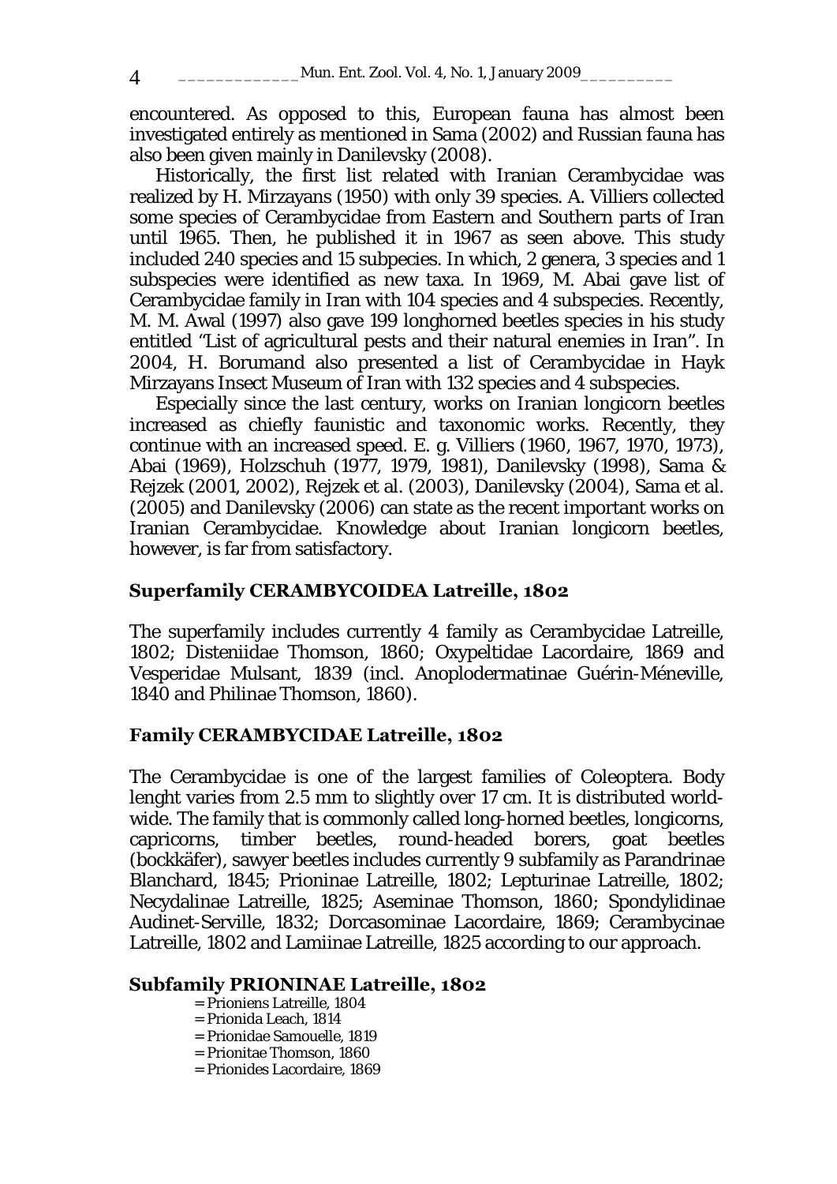encountered. As opposed to this, European fauna has almost been investigated entirely as mentioned in Sama (2002) and Russian fauna has also been given mainly in Danilevsky (2008).

Historically, the first list related with Iranian Cerambycidae was realized by H. Mirzayans (1950) with only 39 species. A. Villiers collected some species of Cerambycidae from Eastern and Southern parts of Iran until 1965. Then, he published it in 1967 as seen above. This study included 240 species and 15 subpecies. In which, 2 genera, 3 species and 1 subspecies were identified as new taxa. In 1969, M. Abai gave list of Cerambycidae family in Iran with 104 species and 4 subspecies. Recently, M. M. Awal (1997) also gave 199 longhorned beetles species in his study entitled "List of agricultural pests and their natural enemies in Iran". In 2004, H. Borumand also presented a list of Cerambycidae in Hayk Mirzayans Insect Museum of Iran with 132 species and 4 subspecies.

Especially since the last century, works on Iranian longicorn beetles increased as chiefly faunistic and taxonomic works. Recently, they continue with an increased speed. E. g. Villiers (1960, 1967, 1970, 1973), Abai (1969), Holzschuh (1977, 1979, 1981), Danilevsky (1998), Sama & Rejzek (2001, 2002), Rejzek et al. (2003), Danilevsky (2004), Sama et al. (2005) and Danilevsky (2006) can state as the recent important works on Iranian Cerambycidae. Knowledge about Iranian longicorn beetles, however, is far from satisfactory.

## Superfamily CERAMBYCOIDEA Latreille, 1802

The superfamily includes currently 4 family as Cerambycidae Latreille, 1802; Disteniidae Thomson, 1860; Oxypeltidae Lacordaire, 1869 and Vesperidae Mulsant, 1839 (incl. Anoplodermatinae Guérin-Méneville, 1840 and Philinae Thomson, 1860).

## Family CERAMBYCIDAE Latreille, 1802

The Cerambycidae is one of the largest families of Coleoptera. Body lenght varies from 2.5 mm to slightly over 17 cm. It is distributed world-wide. The family that is commonly called long-horned beetles, longicorns, capricorns, timber beetles, round-headed borers, goat beetles (bockkäfer), sawyer beetles includes currently 9 subfamily as Parandrinae Blanchard, 1845; Prioninae Latreille, 1802; Lepturinae Latreille, 1802; Necydalinae Latreille, 1825; Aseminae Thomson, 1860; Spondylidinae Audinet-Serville, 1832; Dorcasominae Lacordaire, 1869; Cerambycinae Latreille, 1802 and Lamiinae Latreille, 1825 according to our approach.

## Subfamily PRIONINAE Latreille, 1802

= Prioniens Latreille, 1804  
= Prionida Leach, 1814  
= Prionidae Samouelle, 1819  
= Prionitae Thomson, 1860  
= Prionides Lacordaire, 1869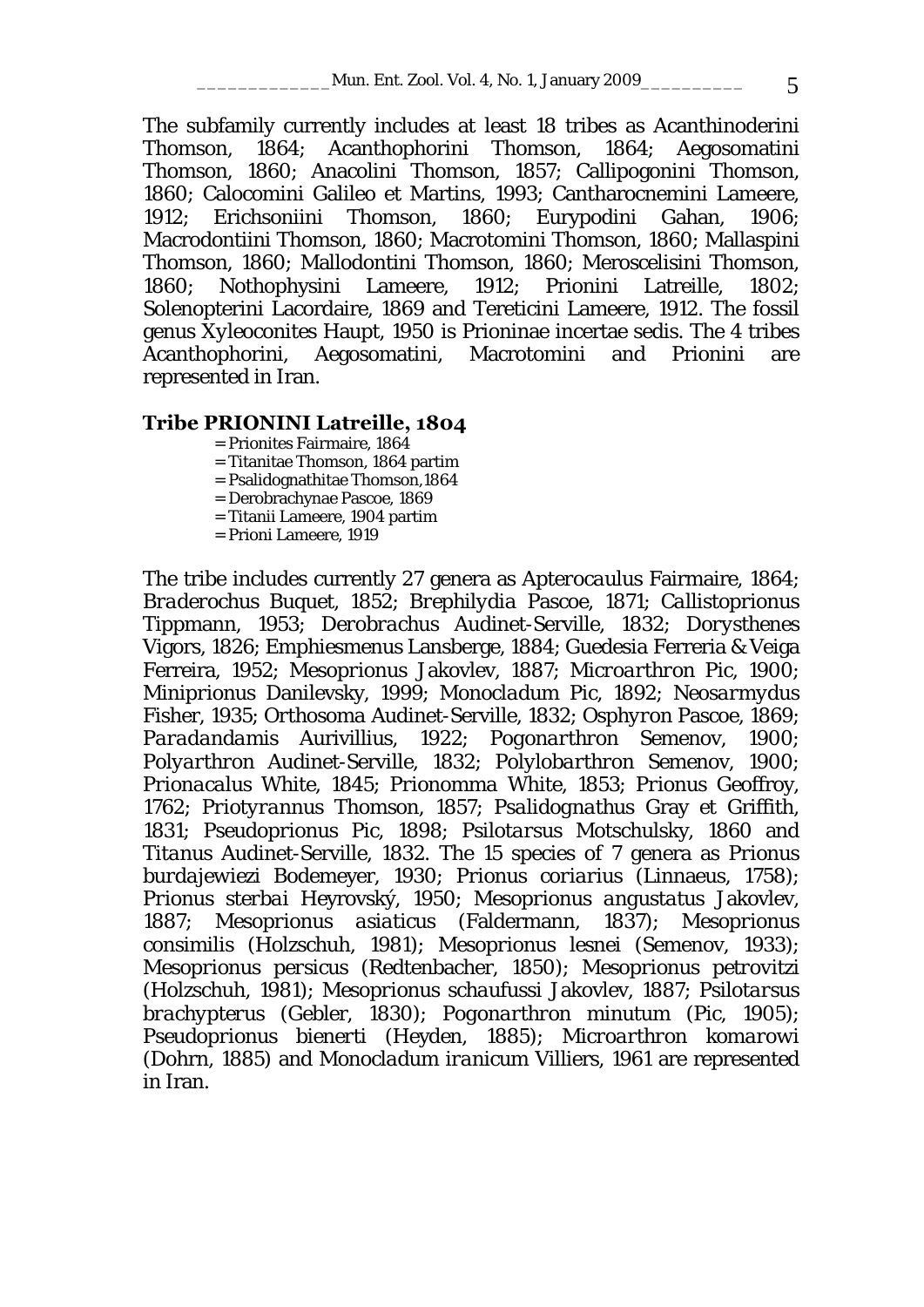The subfamily currently includes at least 18 tribes as Acanthinoderini Thomson, 1864; Acanthophorini Thomson, 1864; Aegosomatini Thomson, 1860; Anacolini Thomson, 1857; Callipogonini Thomson, 1860; Calocomini Galileo et Martins, 1993; Cantharocnemini Lameere, 1912; Erichsoniini Thomson, 1860; Eurypodini Gahan, 1906; Macrodontiini Thomson, 1860; Macrotomini Thomson, 1860; Mallaspini Thomson, 1860; Mallodontini Thomson, 1860; Meroscelisini Thomson, 1860; Nothophysini Lameere, 1912; Prionini Latreille, 1802; Solenopterini Lacordaire, 1869 and Tereticini Lameere, 1912. The fossil genus *Xyleoconites* Haupt, 1950 is Prioninae incertae sedis. The 4 tribes Acanthophorini, Aegosomatini, Macrotomini and Prionini are represented in Iran.

### Tribe PRIONINI Latreille, 1804

= Prionites Fairmaire, 1864
= Titanitae Thomson, 1864 partim
= Psalidognathitae Thomson,1864
= Derobrachynae Pascoe, 1869
= Titanii Lameere, 1904 partim
= Prioni Lameere, 1919

The tribe includes currently 27 genera as *Apterocaulus* Fairmaire, 1864; *Braderochus* Buquet, 1852; *Brephilydia* Pascoe, 1871; *Callistoprionus* Tippmann, 1953; *Derobrachus* Audinet-Serville, 1832; *Dorysthenes* Vigors, 1826; *Emphiesmenus* Lansberge, 1884; *Guedesia* Ferreria & Veiga Ferreira, 1952; *Mesoprionus* Jakovlev, 1887; *Microarthron* Pic, 1900; *Miniprionus* Danilevsky, 1999; *Monocladum* Pic, 1892; *Neosarmydus* Fisher, 1935; *Orthosoma* Audinet-Serville, 1832; *Osphyron* Pascoe, 1869; *Paradandamis* Aurivillius, 1922; *Pogonarthron* Semenov, 1900; *Polyarthron* Audinet-Serville, 1832; *Polylobarthron* Semenov, 1900; *Prionacalus* White, 1845; *Prionomma* White, 1853; *Prionus* Geoffroy, 1762; *Priotyrannus* Thomson, 1857; *Psalidognathus* Gray et Griffith, 1831; *Pseudoprionus* Pic, 1898; *Psilotarsus* Motschulsky, 1860 and *Titanus* Audinet-Serville, 1832. The 15 species of 7 genera as *Prionus burdajewiezi* Bodemeyer, 1930; *Prionus coriarius* (Linnaeus, 1758); *Prionus sterbai* Heyrovský, 1950; *Mesoprionus angustatus* Jakovlev, 1887; *Mesoprionus asiaticus* (Faldermann, 1837); *Mesoprionus consimilis* (Holzschuh, 1981); *Mesoprionus lesnei* (Semenov, 1933); *Mesoprionus persicus* (Redtenbacher, 1850); *Mesoprionus petrovitzi* (Holzschuh, 1981); *Mesoprionus schaufussi* Jakovlev, 1887; *Psilotarsus brachypterus* (Gebler, 1830); *Pogonarthron minutum* (Pic, 1905); *Pseudoprionus bienerti* (Heyden, 1885); *Microarthron komarowi* (Dohrn, 1885) and *Monocladum iranicum* Villiers, 1961 are represented in Iran.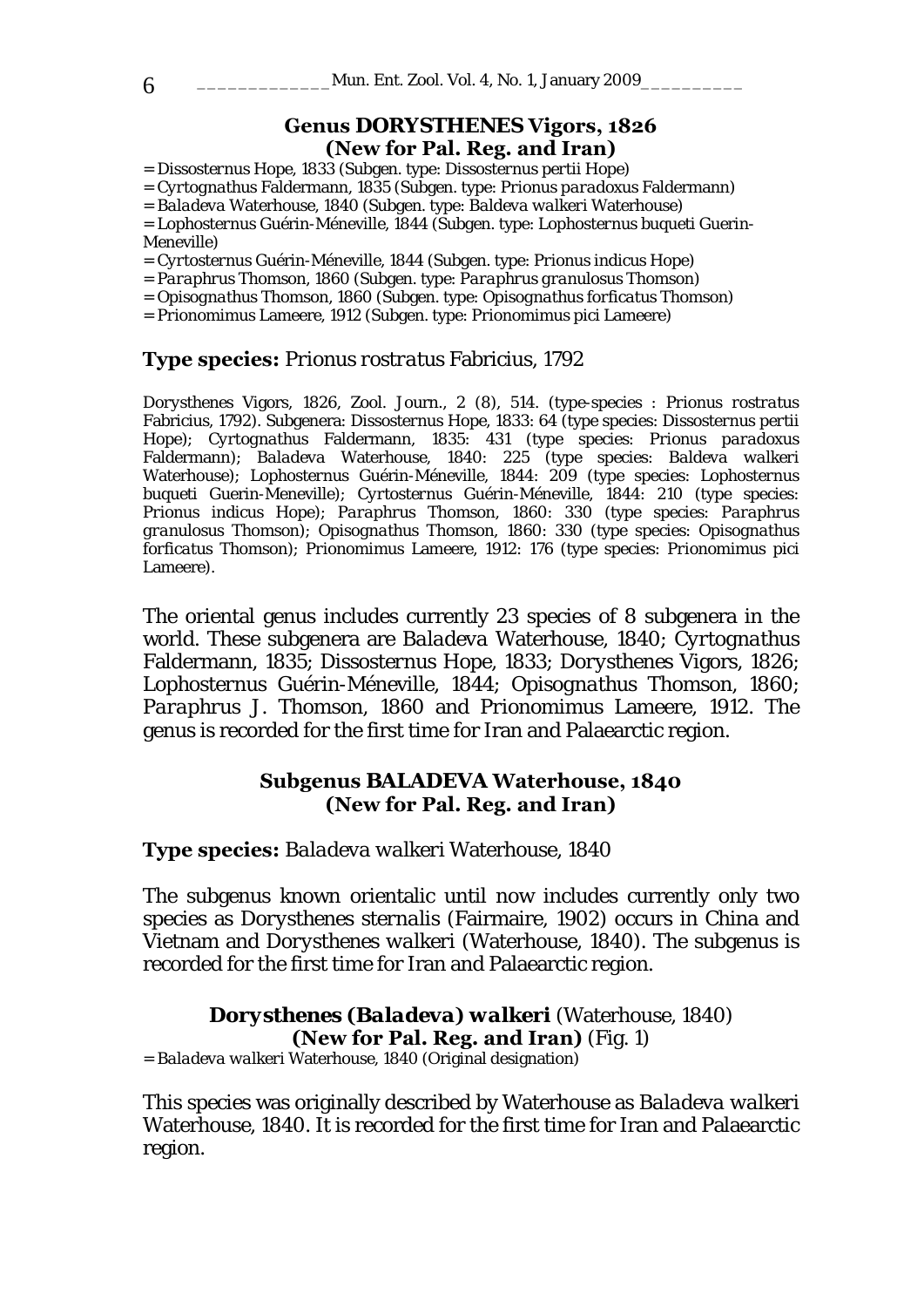## Genus DORYSTHENES Vigors, 1826
## (New for Pal. Reg. and Iran)

= *Dissosternus* Hope, 1833 (Subgen. type: *Dissosternus pertii* Hope)
= *Cyrtognathus* Faldermann, 1835 (Subgen. type: *Prionus paradoxus* Faldermann)
= *Baladeva* Waterhouse, 1840 (Subgen. type: *Baldeva walkeri* Waterhouse)
= *Lophosternus* Guérin-Méneville, 1844 (Subgen. type: *Lophosternus buqueti* Guerin-Meneville)
= *Cyrtosternus* Guérin-Méneville, 1844 (Subgen. type: *Prionus indicus* Hope)
= *Paraphrus* Thomson, 1860 (Subgen. type: *Paraphrus granulosus* Thomson)
= *Opisognathus* Thomson, 1860 (Subgen. type: *Opisognathus forficatus* Thomson)
= *Prionomimus* Lameere, 1912 (Subgen. type: *Prionomimus pici* Lameere)

**Type species:** *Prionus rostratus* Fabricius, 1792

*Dorysthenes* Vigors, 1826, Zool. Journ., 2 (8), 514. (type-species : *Prionus rostratus* Fabricius, 1792). Subgenera: *Dissosternus* Hope, 1833: 64 (type species: *Dissosternus pertii* Hope); *Cyrtognathus* Faldermann, 1835: 431 (type species: *Prionus paradoxus* Faldermann); *Baladeva* Waterhouse, 1840: 225 (type species: *Baldeva walkeri* Waterhouse); *Lophosternus* Guérin-Méneville, 1844: 209 (type species: *Lophosternus buqueti* Guerin-Meneville); *Cyrtosternus* Guérin-Méneville, 1844: 210 (type species: *Prionus indicus* Hope); *Paraphrus* Thomson, 1860: 330 (type species: *Paraphrus granulosus* Thomson); *Opisognathus* Thomson, 1860: 330 (type species: *Opisognathus forficatus* Thomson); *Prionomimus* Lameere, 1912: 176 (type species: *Prionomimus pici* Lameere).

The oriental genus includes currently 23 species of 8 subgenera in the world. These subgenera are *Baladeva* Waterhouse, 1840; *Cyrtognathus* Faldermann, 1835; *Dissosternus* Hope, 1833; *Dorysthenes* Vigors, 1826; *Lophosternus* Guérin-Méneville, 1844; *Opisognathus* Thomson, 1860; *Paraphrus* J. Thomson, 1860 and *Prionomimus* Lameere, 1912. The genus is recorded for the first time for Iran and Palaearctic region.

## Subgenus BALADEVA Waterhouse, 1840
## (New for Pal. Reg. and Iran)

**Type species:** *Baladeva walkeri* Waterhouse, 1840

The subgenus known orientalic until now includes currently only two species as *Dorysthenes sternalis* (Fairmaire, 1902) occurs in China and Vietnam and *Dorysthenes walkeri* (Waterhouse, 1840). The subgenus is recorded for the first time for Iran and Palaearctic region.

### *Dorysthenes (Baladeva) walkeri* (Waterhouse, 1840)
### (New for Pal. Reg. and Iran) (Fig. 1)

= *Baladeva walkeri* Waterhouse, 1840 (Original designation)

This species was originally described by Waterhouse as *Baladeva walkeri* Waterhouse, 1840. It is recorded for the first time for Iran and Palaearctic region.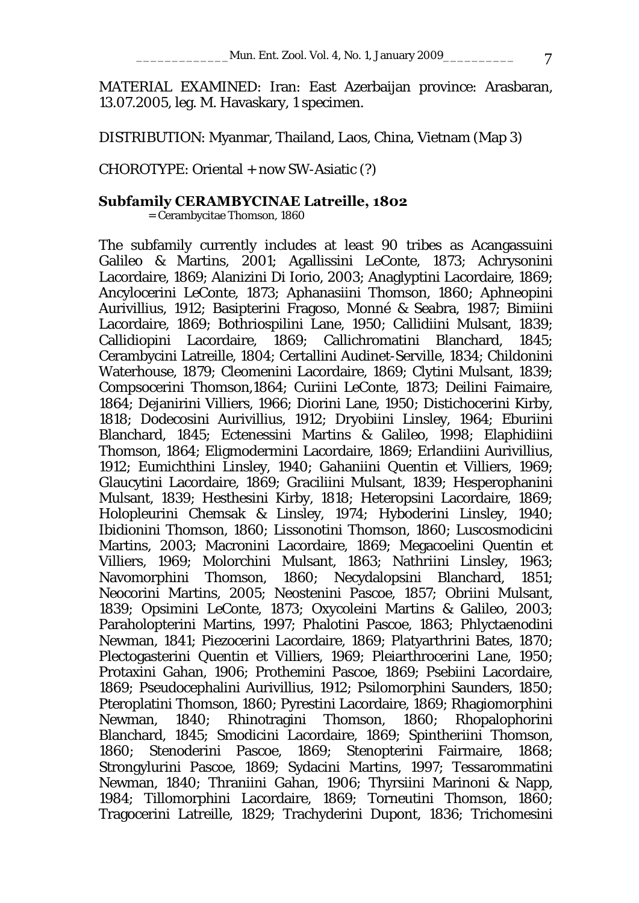MATERIAL EXAMINED: Iran: East Azerbaijan province: Arasbaran, 13.07.2005, leg. M. Havaskary, 1 specimen.

DISTRIBUTION: Myanmar, Thailand, Laos, China, Vietnam (Map 3)

CHOROTYPE: Oriental + now SW-Asiatic (?)

**Subfamily CERAMBYCINAE Latreille, 1802**

= Cerambycitae Thomson, 1860

The subfamily currently includes at least 90 tribes as Acangassuini Galileo & Martins, 2001; Agallissini LeConte, 1873; Achrysonini Lacordaire, 1869; Alanizini Di Iorio, 2003; Anaglyptini Lacordaire, 1869; Ancylocerini LeConte, 1873; Aphanasiini Thomson, 1860; Aphneopini Aurivillius, 1912; Basipterini Fragoso, Monné & Seabra, 1987; Bimiini Lacordaire, 1869; Bothriospilini Lane, 1950; Callidiini Mulsant, 1839; Callidiopini Lacordaire, 1869; Callichromatini Blanchard, 1845; Cerambycini Latreille, 1804; Certallini Audinet-Serville, 1834; Childonini Waterhouse, 1879; Cleomenini Lacordaire, 1869; Clytini Mulsant, 1839; Compsocerini Thomson,1864; Curiini LeConte, 1873; Deilini Faimaire, 1864; Dejanirini Villiers, 1966; Diorini Lane, 1950; Distichocerini Kirby, 1818; Dodecosini Aurivillius, 1912; Dryobiini Linsley, 1964; Eburiini Blanchard, 1845; Ectenessini Martins & Galileo, 1998; Elaphidiini Thomson, 1864; Eligmodermini Lacordaire, 1869; Erlandiini Aurivillius, 1912; Eumichthini Linsley, 1940; Gahaniini Quentin et Villiers, 1969; Glaucytini Lacordaire, 1869; Graciliini Mulsant, 1839; Hesperophanini Mulsant, 1839; Hesthesini Kirby, 1818; Heteropsini Lacordaire, 1869; Holopleurini Chemsak & Linsley, 1974; Hyboderini Linsley, 1940; Ibidionini Thomson, 1860; Lissonotini Thomson, 1860; Luscosmodicini Martins, 2003; Macronini Lacordaire, 1869; Megacoelini Quentin et Villiers, 1969; Molorchini Mulsant, 1863; Nathriini Linsley, 1963; Navomorphini Thomson, 1860; Necydalopsini Blanchard, 1851; Neocorini Martins, 2005; Neostenini Pascoe, 1857; Obriini Mulsant, 1839; Opsimini LeConte, 1873; Oxycoleini Martins & Galileo, 2003; Paraholopterini Martins, 1997; Phalotini Pascoe, 1863; Phlyctaenodini Newman, 1841; Piezocerini Lacordaire, 1869; Platyarthrini Bates, 1870; Plectogasterini Quentin et Villiers, 1969; Pleiarthrocerini Lane, 1950; Protaxini Gahan, 1906; Prothemini Pascoe, 1869; Psebiini Lacordaire, 1869; Pseudocephalini Aurivillius, 1912; Psilomorphini Saunders, 1850; Pteroplatini Thomson, 1860; Pyrestini Lacordaire, 1869; Rhagiomorphini Newman, 1840; Rhinotragini Thomson, 1860; Rhopalophorini Blanchard, 1845; Smodicini Lacordaire, 1869; Spintheriini Thomson, 1860; Stenoderini Pascoe, 1869; Stenopterini Fairmaire, 1868; Strongylurini Pascoe, 1869; Sydacini Martins, 1997; Tessarommatini Newman, 1840; Thraniini Gahan, 1906; Thyrsiini Marinoni & Napp, 1984; Tillomorphini Lacordaire, 1869; Torneutini Thomson, 1860; Tragocerini Latreille, 1829; Trachyderini Dupont, 1836; Trichomesini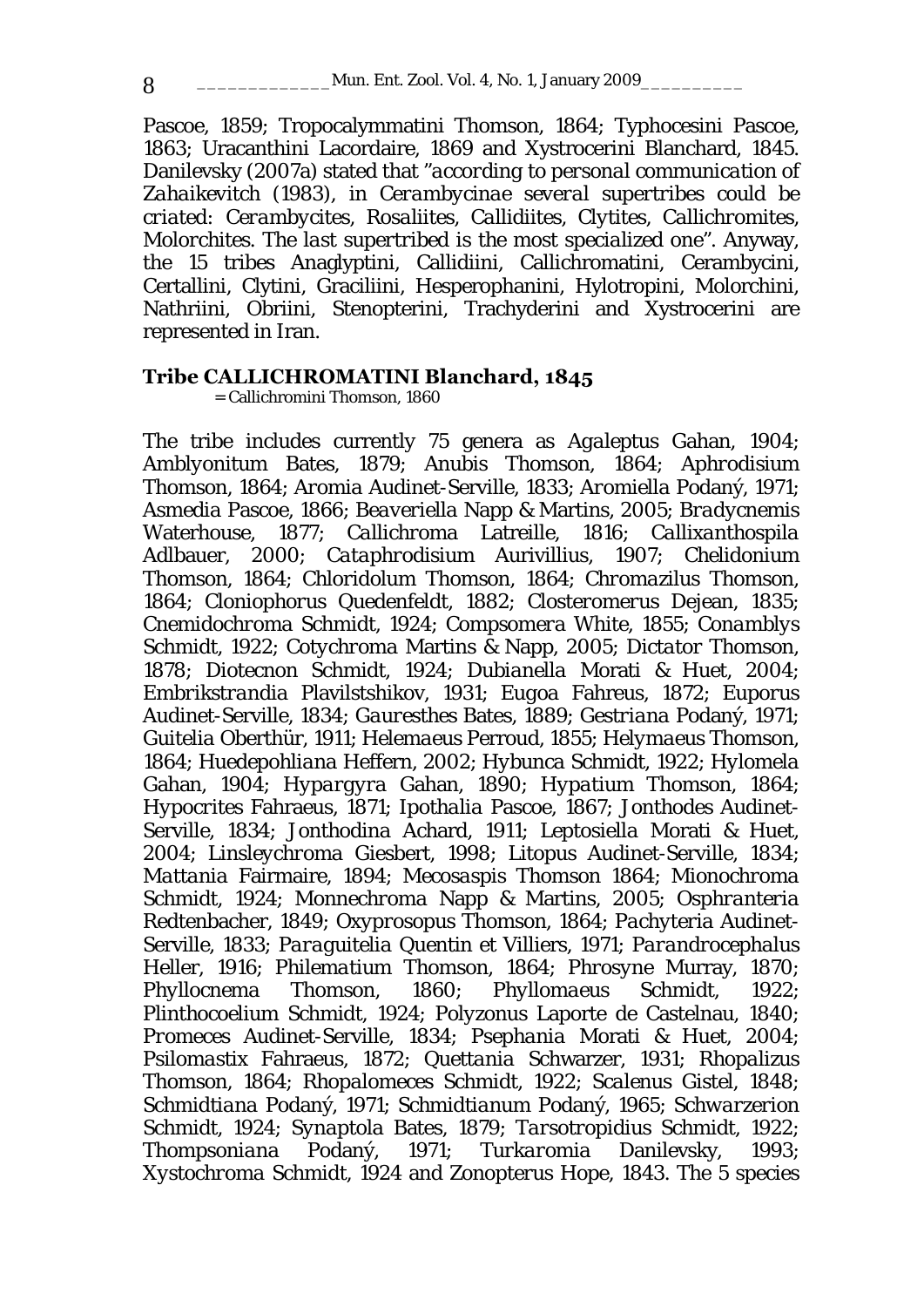Pascoe, 1859; Tropocalymmatini Thomson, 1864; Typhocesini Pascoe, 1863; Uracanthini Lacordaire, 1869 and Xystrocerini Blanchard, 1845. Danilevsky (2007a) stated that *"according to personal communication of Zahaikevitch (1983), in Cerambycinae several supertribes could be criated: Cerambycites, Rosaliites, Callidiites, Clytites, Callichromites, Molorchites. The last supertribed is the most specialized one"*. Anyway, the 15 tribes Anaglyptini, Callidiini, Callichromatini, Cerambycini, Certallini, Clytini, Graciliini, Hesperophanini, Hylotropini, Molorchini, Nathriini, Obriini, Stenopterini, Trachyderini and Xystrocerini are represented in Iran.

**Tribe CALLICHROMATINI Blanchard, 1845**

= Callichromini Thomson, 1860

The tribe includes currently 75 genera as *Agaleptus* Gahan, 1904; *Amblyonitum* Bates, 1879; *Anubis* Thomson, 1864; *Aphrodisium* Thomson, 1864; *Aromia* Audinet-Serville, 1833; *Aromiella* Podaný, 1971; *Asmedia* Pascoe, 1866; *Beaveriella* Napp & Martins, 2005; *Bradycnemis* Waterhouse, 1877; *Callichroma* Latreille, 1816; *Callixanthospila* Adlbauer, 2000; *Cataphrodisium* Aurivillius, 1907; *Chelidonium* Thomson, 1864; *Chloridolum* Thomson, 1864; *Chromazilus* Thomson, 1864; *Cloniophorus* Quedenfeldt, 1882; *Closteromerus* Dejean, 1835; *Cnemidochroma* Schmidt, 1924; *Compsomera* White, 1855; *Conamblys* Schmidt, 1922; *Cotychroma* Martins & Napp, 2005; *Dictator* Thomson, 1878; *Diotecnon* Schmidt, 1924; *Dubianella* Morati & Huet, 2004; *Embrikstrandia* Plavilstshikov, 1931; *Eugoa* Fahreus, 1872; *Euporus* Audinet-Serville, 1834; *Gauresthes* Bates, 1889; *Gestriana* Podaný, 1971; *Guitelia* Oberthür, 1911; *Helemaeus* Perroud, 1855; *Helymaeus* Thomson, 1864; *Huedepohliana* Heffern, 2002; *Hybunca* Schmidt, 1922; *Hylomela* Gahan, 1904; *Hypargyra* Gahan, 1890; *Hypatium* Thomson, 1864; *Hypocrites* Fahraeus, 1871; *Ipothalia* Pascoe, 1867; *Jonthodes* Audinet-Serville, 1834; *Jonthodina* Achard, 1911; *Leptosiella* Morati & Huet, 2004; *Linsleychroma* Giesbert, 1998; *Litopus* Audinet-Serville, 1834; *Mattania* Fairmaire, 1894; *Mecosaspis* Thomson 1864; *Mionochroma* Schmidt, 1924; *Monnechroma* Napp & Martins, 2005; *Osphranteria* Redtenbacher, 1849; *Oxyprosopus* Thomson, 1864; *Pachyteria* Audinet-Serville, 1833; *Paraguitelia* Quentin et Villiers, 1971; *Parandrocephalus* Heller, 1916; *Philematium* Thomson, 1864; *Phrosyne* Murray, 1870; *Phyllocnema* Thomson, 1860; *Phyllomaeus* Schmidt, 1922; *Plinthocoelium* Schmidt, 1924; *Polyzonus* Laporte de Castelnau, 1840; *Promeces* Audinet-Serville, 1834; *Psephania* Morati & Huet, 2004; *Psilomastix* Fahraeus, 1872; *Quettania* Schwarzer, 1931; *Rhopalizus* Thomson, 1864; *Rhopalomeces* Schmidt, 1922; *Scalenus* Gistel, 1848; *Schmidtiana* Podaný, 1971; *Schmidtianum* Podaný, 1965; *Schwarzerion* Schmidt, 1924; *Synaptola* Bates, 1879; *Tarsotropidius* Schmidt, 1922; *Thompsoniana* Podaný, 1971; *Turkaromia* Danilevsky, 1993; *Xystochroma* Schmidt, 1924 and *Zonopterus* Hope, 1843. The 5 species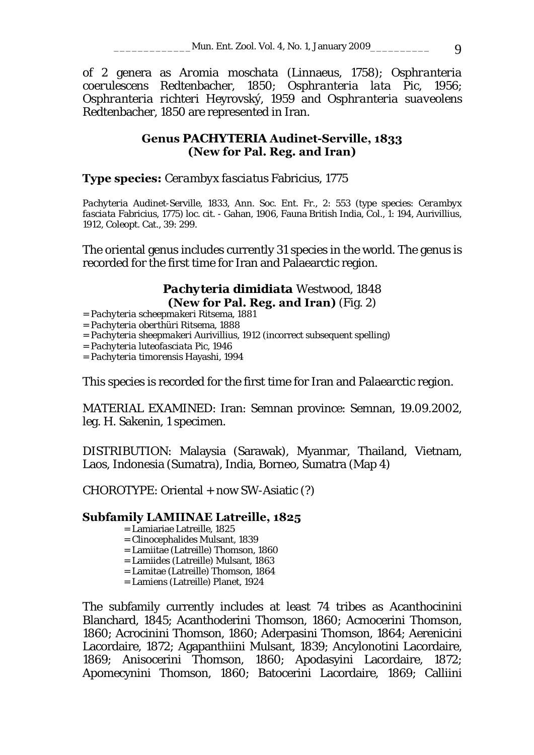of 2 genera as *Aromia moschata* (Linnaeus, 1758); *Osphranteria coerulescens* Redtenbacher, 1850; *Osphranteria lata* Pic, 1956; *Osphranteria richteri* Heyrovský, 1959 and *Osphranteria suaveolens* Redtenbacher, 1850 are represented in Iran.

### Genus PACHYTERIA Audinet-Serville, 1833 (New for Pal. Reg. and Iran)

**Type species:** *Cerambyx fasciatus* Fabricius, 1775

*Pachyteria* Audinet-Serville, 1833, Ann. Soc. Ent. Fr., 2: 553 (type species: *Cerambyx fasciata* Fabricius, 1775) loc. cit. - Gahan, 1906, Fauna British India, Col., 1: 194, Aurivillius, 1912, Coleopt. Cat., 39: 299.

The oriental genus includes currently 31 species in the world. The genus is recorded for the first time for Iran and Palaearctic region.

### *Pachyteria dimidiata* Westwood, 1848 (New for Pal. Reg. and Iran) (Fig. 2)

= *Pachyteria scheepmakeri* Ritsema, 1881
= *Pachyteria oberthüri* Ritsema, 1888
= *Pachyteria sheepmakeri* Aurivillius, 1912 (incorrect subsequent spelling)
= *Pachyteria luteofasciata* Pic, 1946
= *Pachyteria timorensis* Hayashi, 1994

This species is recorded for the first time for Iran and Palaearctic region.

MATERIAL EXAMINED: Iran: Semnan province: Semnan, 19.09.2002, leg. H. Sakenin, 1 specimen.

DISTRIBUTION: Malaysia (Sarawak), Myanmar, Thailand, Vietnam, Laos, Indonesia (Sumatra), India, Borneo, Sumatra (Map 4)

CHOROTYPE: Oriental + now SW-Asiatic (?)

## Subfamily LAMIINAE Latreille, 1825

= Lamiariae Latreille, 1825
= Clinocephalides Mulsant, 1839
= Lamiitae (Latreille) Thomson, 1860
= Lamiides (Latreille) Mulsant, 1863
= Lamitae (Latreille) Thomson, 1864
= Lamiens (Latreille) Planet, 1924

The subfamily currently includes at least 74 tribes as Acanthocinini Blanchard, 1845; Acanthoderini Thomson, 1860; Acmocerini Thomson, 1860; Acrocinini Thomson, 1860; Aderpasini Thomson, 1864; Aerenicini Lacordaire, 1872; Agapanthiini Mulsant, 1839; Ancylonotini Lacordaire, 1869; Anisocerini Thomson, 1860; Apodasyini Lacordaire, 1872; Apomecynini Thomson, 1860; Batocerini Lacordaire, 1869; Calliini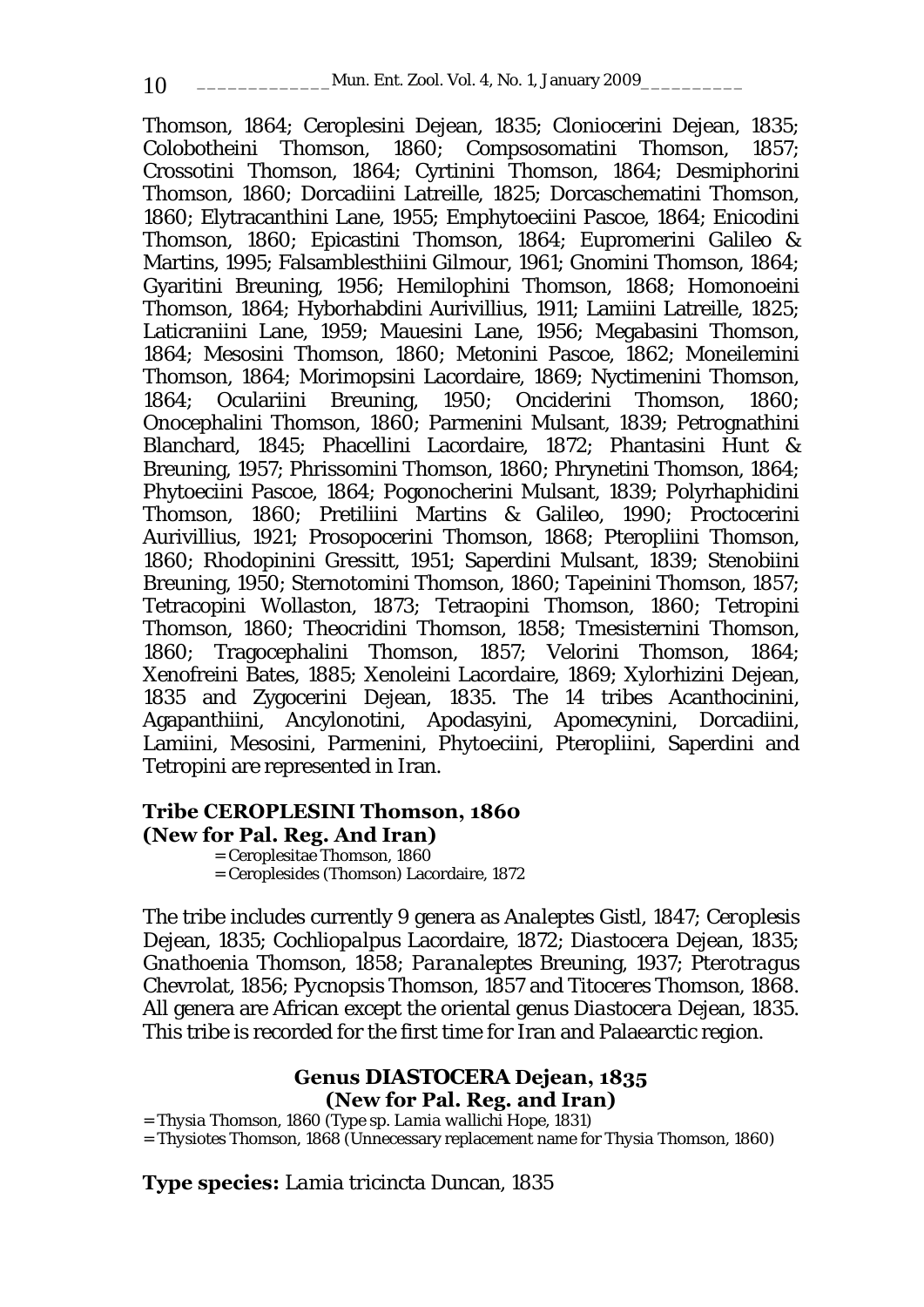Thomson, 1864; Ceroplesini Dejean, 1835; Cloniocerini Dejean, 1835; Colobotheini Thomson, 1860; Compsosomatini Thomson, 1857; Crossotini Thomson, 1864; Cyrtinini Thomson, 1864; Desmiphorini Thomson, 1860; Dorcadiini Latreille, 1825; Dorcaschematini Thomson, 1860; Elytracanthini Lane, 1955; Emphytoeciini Pascoe, 1864; Enicodini Thomson, 1860; Epicastini Thomson, 1864; Eupromerini Galileo & Martins, 1995; Falsamblesthiini Gilmour, 1961; Gnomini Thomson, 1864; Gyaritini Breuning, 1956; Hemilophini Thomson, 1868; Homonoeini Thomson, 1864; Hyborhabdini Aurivillius, 1911; Lamiini Latreille, 1825; Laticraniini Lane, 1959; Mauesini Lane, 1956; Megabasini Thomson, 1864; Mesosini Thomson, 1860; Metonini Pascoe, 1862; Moneilemini Thomson, 1864; Morimopsini Lacordaire, 1869; Nyctimenini Thomson, 1864; Oculariini Breuning, 1950; Onciderini Thomson, 1860; Onocephalini Thomson, 1860; Parmenini Mulsant, 1839; Petrognathini Blanchard, 1845; Phacellini Lacordaire, 1872; Phantasini Hunt & Breuning, 1957; Phrissomini Thomson, 1860; Phrynetini Thomson, 1864; Phytoeciini Pascoe, 1864; Pogonocherini Mulsant, 1839; Polyrhaphidini Thomson, 1860; Pretiliini Martins & Galileo, 1990; Proctocerini Aurivillius, 1921; Prosopocerini Thomson, 1868; Pteropliini Thomson, 1860; Rhodopinini Gressitt, 1951; Saperdini Mulsant, 1839; Stenobiini Breuning, 1950; Sternotomini Thomson, 1860; Tapeinini Thomson, 1857; Tetracopini Wollaston, 1873; Tetraopini Thomson, 1860; Tetropini Thomson, 1860; Theocridini Thomson, 1858; Tmesisternini Thomson, 1860; Tragocephalini Thomson, 1857; Velorini Thomson, 1864; Xenofreini Bates, 1885; Xenoleini Lacordaire, 1869; Xylorhizini Dejean, 1835 and Zygocerini Dejean, 1835. The 14 tribes Acanthocinini, Agapanthiini, Ancylonotini, Apodasyini, Apomecynini, Dorcadiini, Lamiini, Mesosini, Parmenini, Phytoeciini, Pteropliini, Saperdini and Tetropini are represented in Iran.

**Tribe CEROPLESINI Thomson, 1860**
**(New for Pal. Reg. And Iran)**

= Ceroplesitae Thomson, 1860
= Ceroplesides (Thomson) Lacordaire, 1872

The tribe includes currently 9 genera as *Analeptes* Gistl, 1847; *Ceroplesis* Dejean, 1835; *Cochliopalpus* Lacordaire, 1872; *Diastocera* Dejean, 1835; *Gnathoenia* Thomson, 1858; *Paranaleptes* Breuning, 1937; *Pterotragus* Chevrolat, 1856; *Pycnopsis* Thomson, 1857 and *Titoceres* Thomson, 1868. All genera are African except the oriental genus *Diastocera* Dejean, 1835. This tribe is recorded for the first time for Iran and Palaearctic region.

**Genus DIASTOCERA Dejean, 1835**
**(New for Pal. Reg. and Iran)**

= *Thysia* Thomson, 1860 (Type sp. *Lamia wallichi* Hope, 1831)
= *Thysiotes* Thomson, 1868 (Unnecessary replacement name for *Thysia* Thomson, 1860)

**Type species:** *Lamia tricincta* Duncan, 1835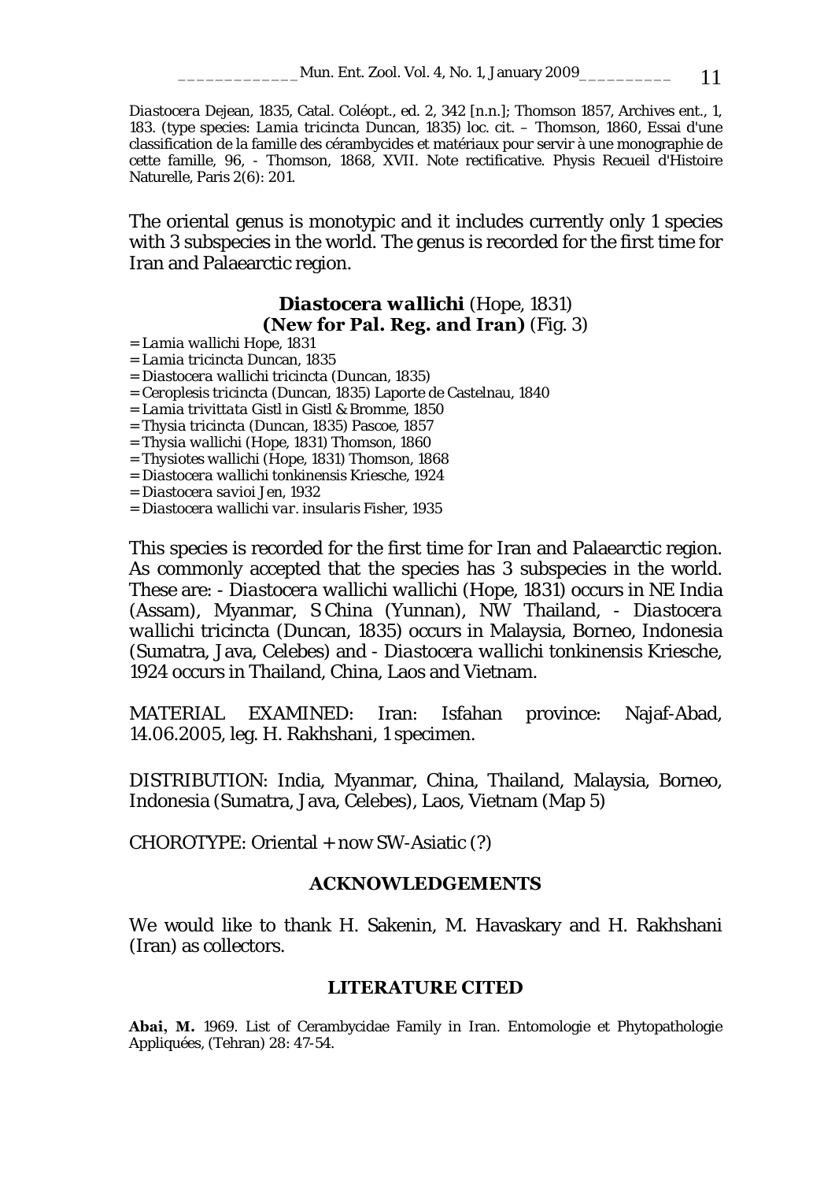*Diastocera* Dejean, 1835, Catal. Coléopt., ed. 2, 342 [n.n.]; Thomson 1857, Archives ent., 1, 183. (type species: *Lamia tricincta* Duncan, 1835) loc. cit. – Thomson, 1860, Essai d'une classification de la famille des cérambycides et matériaux pour servir à une monographie de cette famille, 96, - Thomson, 1868, XVII. Note rectificative. Physis Recueil d'Histoire Naturelle, Paris 2(6): 201.

The oriental genus is monotypic and it includes currently only 1 species with 3 subspecies in the world. The genus is recorded for the first time for Iran and Palaearctic region.

### ***Diastocera wallichi*** (Hope, 1831) **(New for Pal. Reg. and Iran)** (Fig. 3)

= *Lamia wallichi* Hope, 1831
= *Lamia tricincta* Duncan, 1835
= *Diastocera wallichi tricincta* (Duncan, 1835)
= *Ceroplesis tricincta* (Duncan, 1835) Laporte de Castelnau, 1840
= *Lamia trivittata* Gistl in Gistl & Bromme, 1850
= *Thysia tricincta* (Duncan, 1835) Pascoe, 1857
= *Thysia wallichi* (Hope, 1831) Thomson, 1860
= *Thysiotes wallichi* (Hope, 1831) Thomson, 1868
= *Diastocera wallichi tonkinensis* Kriesche, 1924
= *Diastocera savioi* Jen, 1932
= *Diastocera wallichi* var. *insularis* Fisher, 1935

This species is recorded for the first time for Iran and Palaearctic region. As commonly accepted that the species has 3 subspecies in the world. These are: - *Diastocera wallichi wallichi* (Hope, 1831) occurs in NE India (Assam), Myanmar, S China (Yunnan), NW Thailand, - *Diastocera wallichi tricincta* (Duncan, 1835) occurs in Malaysia, Borneo, Indonesia (Sumatra, Java, Celebes) and - *Diastocera wallichi tonkinensis* Kriesche, 1924 occurs in Thailand, China, Laos and Vietnam.

MATERIAL EXAMINED: Iran: Isfahan province: Najaf-Abad, 14.06.2005, leg. H. Rakhshani, 1 specimen.

DISTRIBUTION: India, Myanmar, China, Thailand, Malaysia, Borneo, Indonesia (Sumatra, Java, Celebes), Laos, Vietnam (Map 5)

CHOROTYPE: Oriental + now SW-Asiatic (?)

## ACKNOWLEDGEMENTS

We would like to thank H. Sakenin, M. Havaskary and H. Rakhshani (Iran) as collectors.

## LITERATURE CITED

**Abai, M.** 1969. List of Cerambycidae Family in Iran. Entomologie et Phytopathologie Appliquées, (Tehran) 28: 47-54.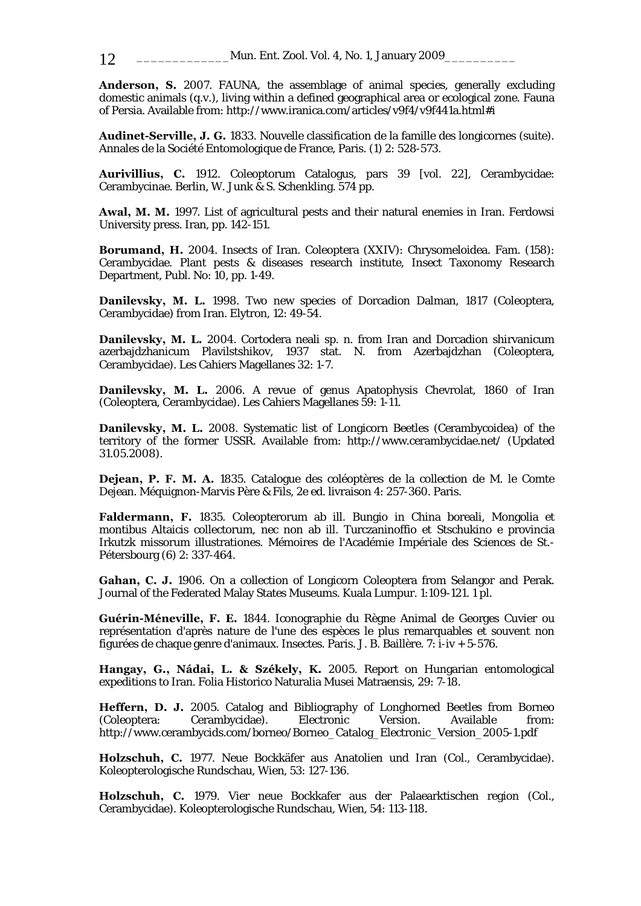**Anderson, S.** 2007. FAUNA, the assemblage of animal species, generally excluding domestic animals (q.v.), living within a defined geographical area or ecological zone. Fauna of Persia. Available from: http://www.iranica.com/articles/v9f4/v9f441a.html#i

**Audinet-Serville, J. G.** 1833. Nouvelle classification de la famille des longicornes (suite). Annales de la Société Entomologique de France, Paris. (1) 2: 528-573.

**Aurivillius, C.** 1912. Coleoptorum Catalogus, pars 39 [vol. 22], Cerambycidae: Cerambycinae. Berlin, W. Junk & S. Schenkling. 574 pp.

**Awal, M. M.** 1997. List of agricultural pests and their natural enemies in Iran. Ferdowsi University press. Iran, pp. 142-151.

**Borumand, H.** 2004. Insects of Iran. Coleoptera (XXIV): Chrysomeloidea. Fam. (158): Cerambycidae. Plant pests & diseases research institute, Insect Taxonomy Research Department, Publ. No: 10, pp. 1-49.

**Danilevsky, M. L.** 1998. Two new species of Dorcadion Dalman, 1817 (Coleoptera, Cerambycidae) from Iran. Elytron, 12: 49-54.

**Danilevsky, M. L.** 2004. Cortodera neali sp. n. from Iran and Dorcadion shirvanicum azerbajdzhanicum Plavilstshikov, 1937 stat. N. from Azerbajdzhan (Coleoptera, Cerambycidae). Les Cahiers Magellanes 32: 1-7.

**Danilevsky, M. L.** 2006. A revue of genus Apatophysis Chevrolat, 1860 of Iran (Coleoptera, Cerambycidae). Les Cahiers Magellanes 59: 1-11.

**Danilevsky, M. L.** 2008. Systematic list of Longicorn Beetles (Cerambycoidea) of the territory of the former USSR. Available from: http://www.cerambycidae.net/ (Updated 31.05.2008).

**Dejean, P. F. M. A.** 1835. Catalogue des coléoptères de la collection de M. le Comte Dejean. Méquignon-Marvis Père & Fils, 2e ed. livraison 4: 257-360. Paris.

**Faldermann, F.** 1835. Coleopterorum ab ill. Bungio in China boreali, Mongolia et montibus Altaicis collectorum, nec non ab ill. Turczaninoffio et Stschukino e provincia Irkutzk missorum illustrationes. Mémoires de l'Académie Impériale des Sciences de St.-Pétersbourg (6) 2: 337-464.

**Gahan, C. J.** 1906. On a collection of Longicorn Coleoptera from Selangor and Perak. Journal of the Federated Malay States Museums. Kuala Lumpur. 1:109-121. 1 pl.

**Guérin-Méneville, F. E.** 1844. Iconographie du Règne Animal de Georges Cuvier ou représentation d'après nature de l'une des espèces le plus remarquables et souvent non figurées de chaque genre d'animaux. Insectes. Paris. J. B. Baillère. 7: i-iv + 5-576.

**Hangay, G., Nádai, L. & Székely, K.** 2005. Report on Hungarian entomological expeditions to Iran. Folia Historico Naturalia Musei Matraensis, 29: 7-18.

**Heffern, D. J.** 2005. Catalog and Bibliography of Longhorned Beetles from Borneo (Coleoptera: Cerambycidae). Electronic Version. Available from: http://www.cerambycids.com/borneo/Borneo_Catalog_Electronic_Version_2005-1.pdf

**Holzschuh, C.** 1977. Neue Bockkäfer aus Anatolien und Iran (Col., Cerambycidae). Koleopterologische Rundschau, Wien, 53: 127-136.

**Holzschuh, C.** 1979. Vier neue Bockkafer aus der Palaearktischen region (Col., Cerambycidae). Koleopterologische Rundschau, Wien, 54: 113-118.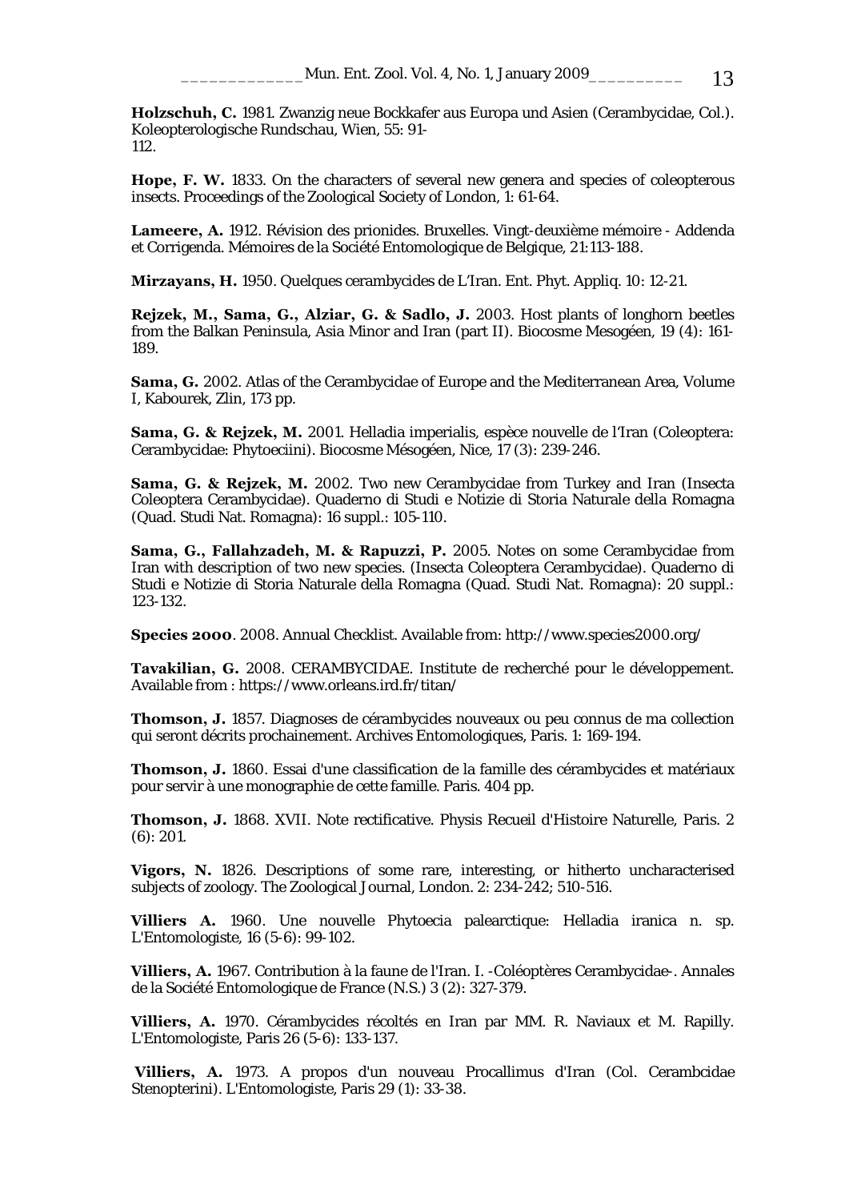**Holzschuh, C.** 1981. Zwanzig neue Bockkafer aus Europa und Asien (Cerambycidae, Col.). Koleopterologische Rundschau, Wien, 55: 91-112.

**Hope, F. W.** 1833. On the characters of several new genera and species of coleopterous insects. Proceedings of the Zoological Society of London, 1: 61-64.

**Lameere, A.** 1912. Révision des prionides. Bruxelles. Vingt-deuxième mémoire - Addenda et Corrigenda. Mémoires de la Société Entomologique de Belgique, 21:113-188.

**Mirzayans, H.** 1950. Quelques cerambycides de L'Iran. Ent. Phyt. Appliq. 10: 12-21.

**Rejzek, M., Sama, G., Alziar, G. & Sadlo, J.** 2003. Host plants of longhorn beetles from the Balkan Peninsula, Asia Minor and Iran (part II). Biocosme Mesogéen, 19 (4): 161-189.

**Sama, G.** 2002. Atlas of the Cerambycidae of Europe and the Mediterranean Area, Volume I, Kabourek, Zlin, 173 pp.

**Sama, G. & Rejzek, M.** 2001. Helladia imperialis, espèce nouvelle de l'Iran (Coleoptera: Cerambycidae: Phytoeciini). Biocosme Mésogéen, Nice, 17 (3): 239-246.

**Sama, G. & Rejzek, M.** 2002. Two new Cerambycidae from Turkey and Iran (Insecta Coleoptera Cerambycidae). Quaderno di Studi e Notizie di Storia Naturale della Romagna (Quad. Studi Nat. Romagna): 16 suppl.: 105-110.

**Sama, G., Fallahzadeh, M. & Rapuzzi, P.** 2005. Notes on some Cerambycidae from Iran with description of two new species. (Insecta Coleoptera Cerambycidae). Quaderno di Studi e Notizie di Storia Naturale della Romagna (Quad. Studi Nat. Romagna): 20 suppl.: 123-132.

**Species 2000**. 2008. Annual Checklist. Available from: http://www.species2000.org/

**Tavakilian, G.** 2008. CERAMBYCIDAE. Institute de recherché pour le développement. Available from : https://www.orleans.ird.fr/titan/

**Thomson, J.** 1857. Diagnoses de cérambycides nouveaux ou peu connus de ma collection qui seront décrits prochainement. Archives Entomologiques, Paris. 1: 169-194.

**Thomson, J.** 1860. Essai d'une classification de la famille des cérambycides et matériaux pour servir à une monographie de cette famille. Paris. 404 pp.

**Thomson, J.** 1868. XVII. Note rectificative. Physis Recueil d'Histoire Naturelle, Paris. 2 (6): 201.

**Vigors, N.** 1826. Descriptions of some rare, interesting, or hitherto uncharacterised subjects of zoology. The Zoological Journal, London. 2: 234-242; 510-516.

**Villiers A.** 1960. Une nouvelle Phytoecia palearctique: Helladia iranica n. sp. L'Entomologiste, 16 (5-6): 99-102.

**Villiers, A.** 1967. Contribution à la faune de l'Iran. I. -Coléoptères Cerambycidae-. Annales de la Société Entomologique de France (N.S.) 3 (2): 327-379.

**Villiers, A.** 1970. Cérambycides récoltés en Iran par MM. R. Naviaux et M. Rapilly. L'Entomologiste, Paris 26 (5-6): 133-137.

**Villiers, A.** 1973. A propos d'un nouveau Procallimus d'Iran (Col. Cerambcidae Stenopterini). L'Entomologiste, Paris 29 (1): 33-38.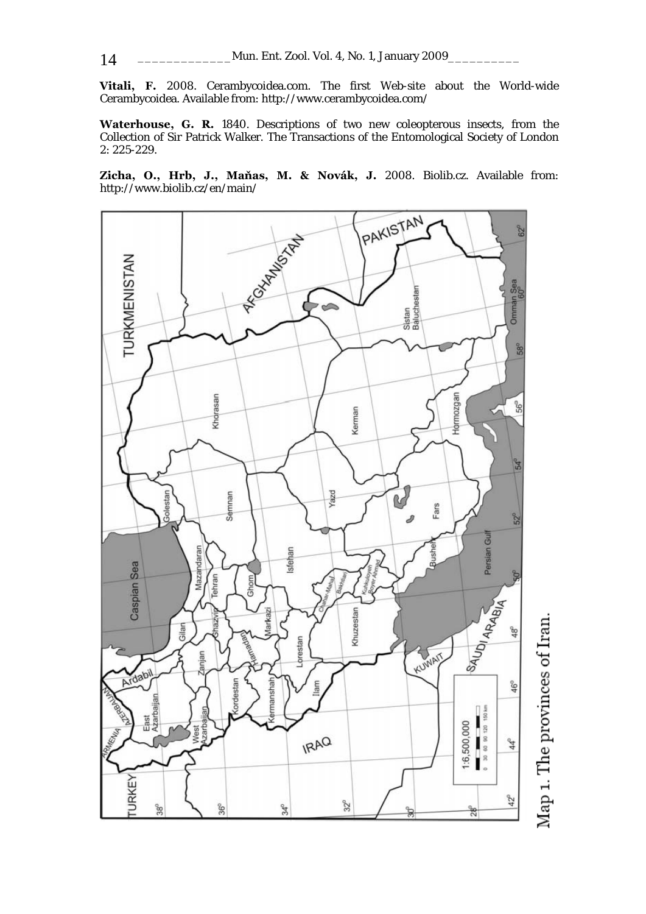**Vitali, F.** 2008. Cerambycoidea.com. The first Web-site about the World-wide Cerambycoidea. Available from: http://www.cerambycoidea.com/

**Waterhouse, G. R.** 1840. Descriptions of two new coleopterous insects, from the Collection of Sir Patrick Walker. The Transactions of the Entomological Society of London 2: 225-229.

**Zicha, O., Hrb, J., Maňas, M. & Novák, J.** 2008. Biolib.cz. Available from: http://www.biolib.cz/en/main/

Map 1. The provinces of Iran.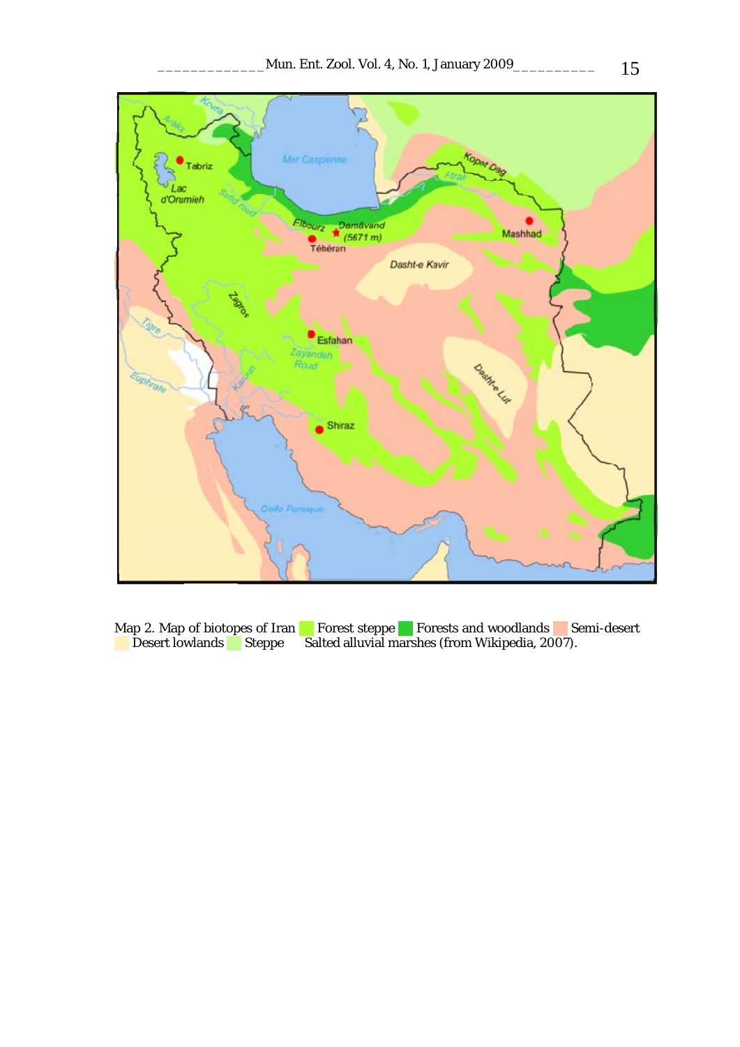Map 2. Map of biotopes of Iran Forest steppe Forests and woodlands Semi-desert Desert lowlands Steppe Salted alluvial marshes (from Wikipedia, 2007).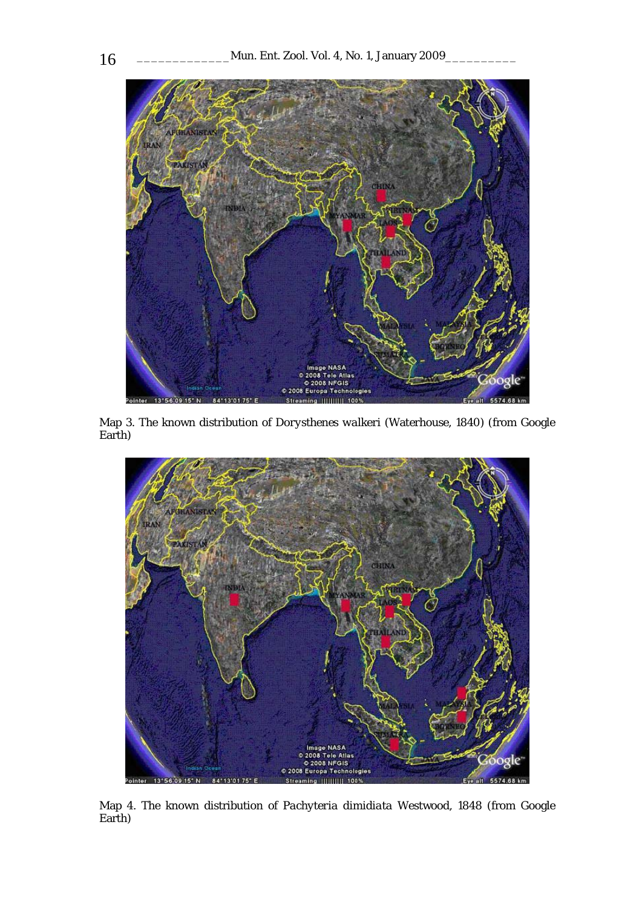Map 3. The known distribution of *Dorysthenes walkeri* (Waterhouse, 1840) (from Google Earth)

Map 4. The known distribution of *Pachyteria dimidiata* Westwood, 1848 (from Google Earth)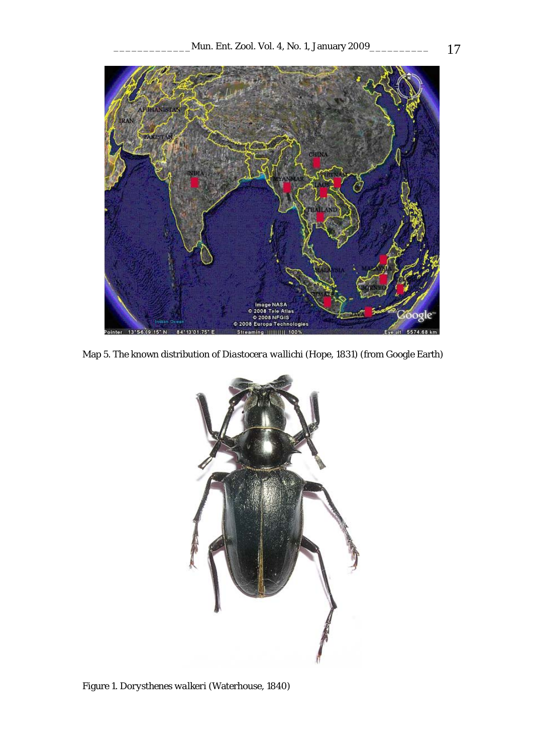Map 5. The known distribution of *Diastocera wallichi* (Hope, 1831) (from Google Earth)

Figure 1. *Dorysthenes walkeri* (Waterhouse, 1840)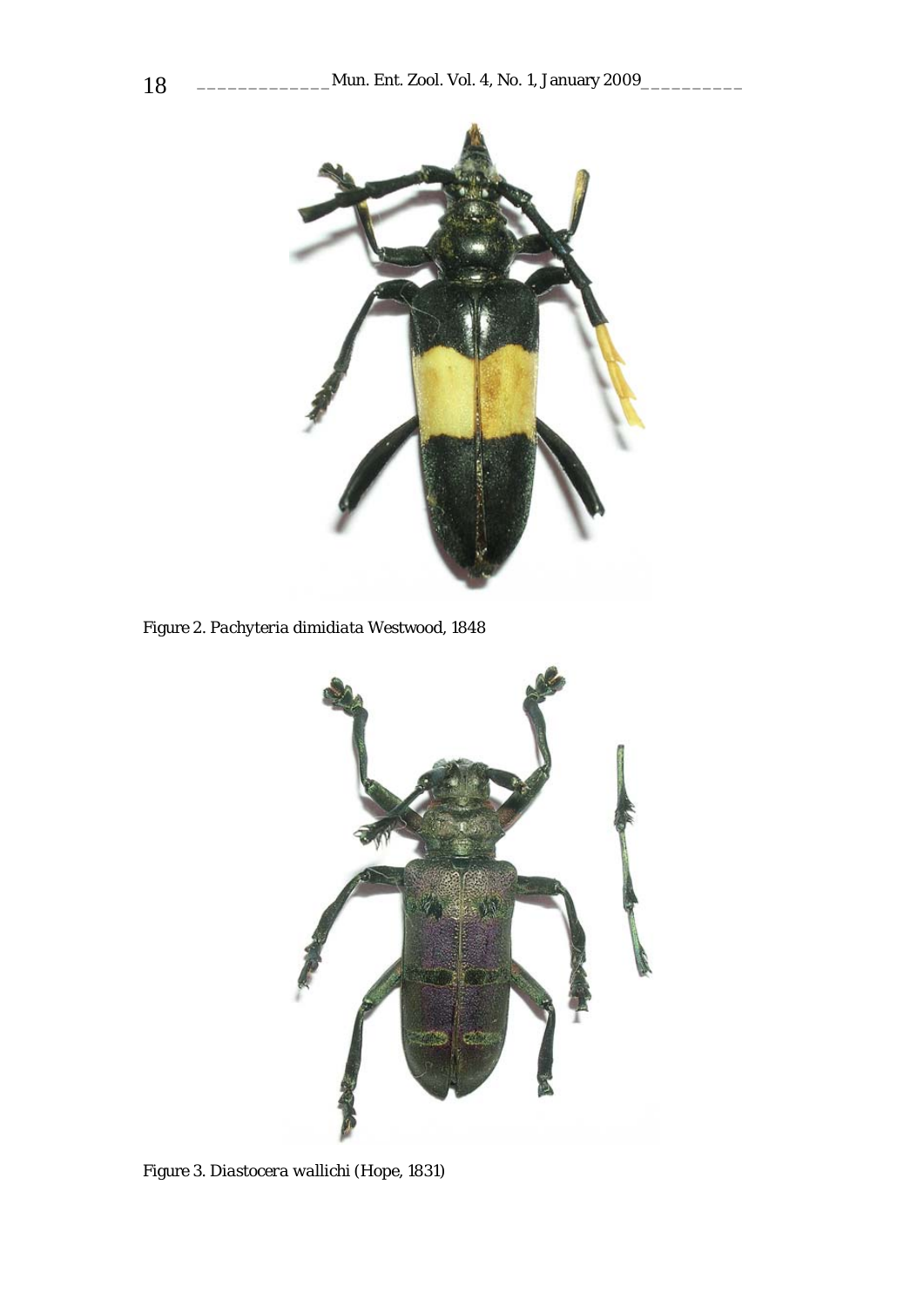Figure 2. *Pachyteria dimidiata* Westwood, 1848

Figure 3. *Diastocera wallichi* (Hope, 1831)